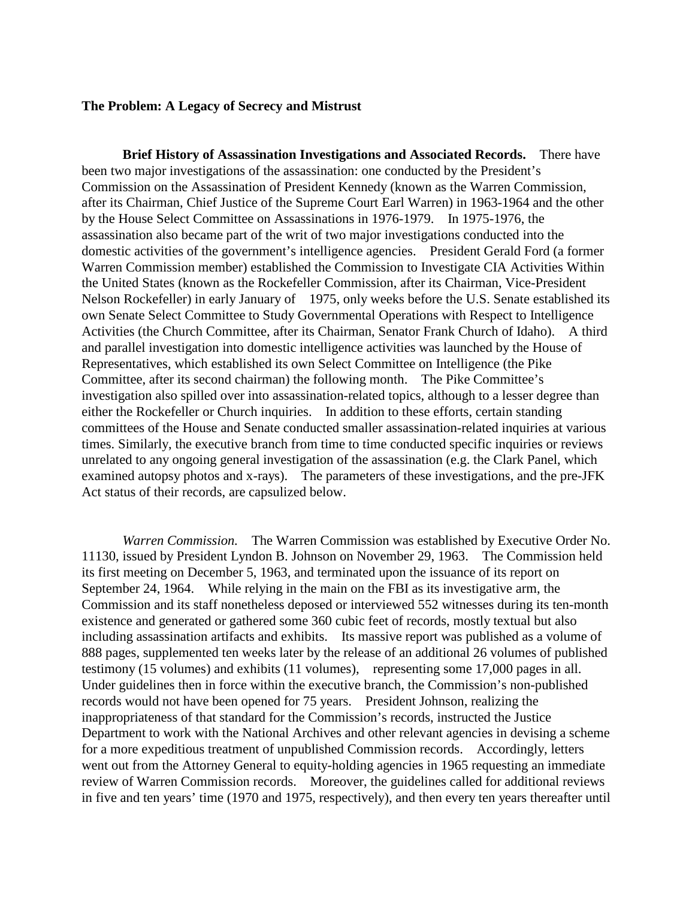## The Problem: A Legacy of Secrecy and Mistrust

**Brief History of Assassination Investigations and Associated Records.** There have been two major investigations of the assassination: one conducted by the President's Commission on the Assassination of President Kennedy (known as the Warren Commission, after its Chairman, Chief Justice of the Supreme Court Earl Warren) in 1963-1964 and the other by the House Select Committee on Assassinations in 1976-1979. In 1975-1976, the assassination also became part of the writ of two major investigations conducted into the domestic activities of the government's intelligence agencies. President Gerald Ford (a former Warren Commission member) established the Commission to Investigate CIA Activities Within the United States (known as the Rockefeller Commission, after its Chairman, Vice-President Nelson Rockefeller) in early January of 1975, only weeks before the U.S. Senate established its own Senate Select Committee to Study Governmental Operations with Respect to Intelligence Activities (the Church Committee, after its Chairman, Senator Frank Church of Idaho). A third and parallel investigation into domestic intelligence activities was launched by the House of Representatives, which established its own Select Committee on Intelligence (the Pike Committee, after its second chairman) the following month. The Pike Committee's investigation also spilled over into assassination-related topics, although to a lesser degree than either the Rockefeller or Church inquiries. In addition to these efforts, certain standing committees of the House and Senate conducted smaller assassination-related inquiries at various times. Similarly, the executive branch from time to time conducted specific inquiries or reviews unrelated to any ongoing general investigation of the assassination (e.g. the Clark Panel, which examined autopsy photos and x-rays). The parameters of these investigations, and the pre-JFK Act status of their records, are capsulized below.

*Warren Commission.* The Warren Commission was established by Executive Order No. 11130, issued by President Lyndon B. Johnson on November 29, 1963. The Commission held its first meeting on December 5, 1963, and terminated upon the issuance of its report on September 24, 1964. While relying in the main on the FBI as its investigative arm, the Commission and its staff nonetheless deposed or interviewed 552 witnesses during its ten-month existence and generated or gathered some 360 cubic feet of records, mostly textual but also including assassination artifacts and exhibits. Its massive report was published as a volume of 888 pages, supplemented ten weeks later by the release of an additional 26 volumes of published testimony (15 volumes) and exhibits (11 volumes), representing some 17,000 pages in all. Under guidelines then in force within the executive branch, the Commission's non-published records would not have been opened for 75 years. President Johnson, realizing the inappropriateness of that standard for the Commission's records, instructed the Justice Department to work with the National Archives and other relevant agencies in devising a scheme for a more expeditious treatment of unpublished Commission records. Accordingly, letters went out from the Attorney General to equity-holding agencies in 1965 requesting an immediate review of Warren Commission records. Moreover, the guidelines called for additional reviews in five and ten years' time (1970 and 1975, respectively), and then every ten years thereafter until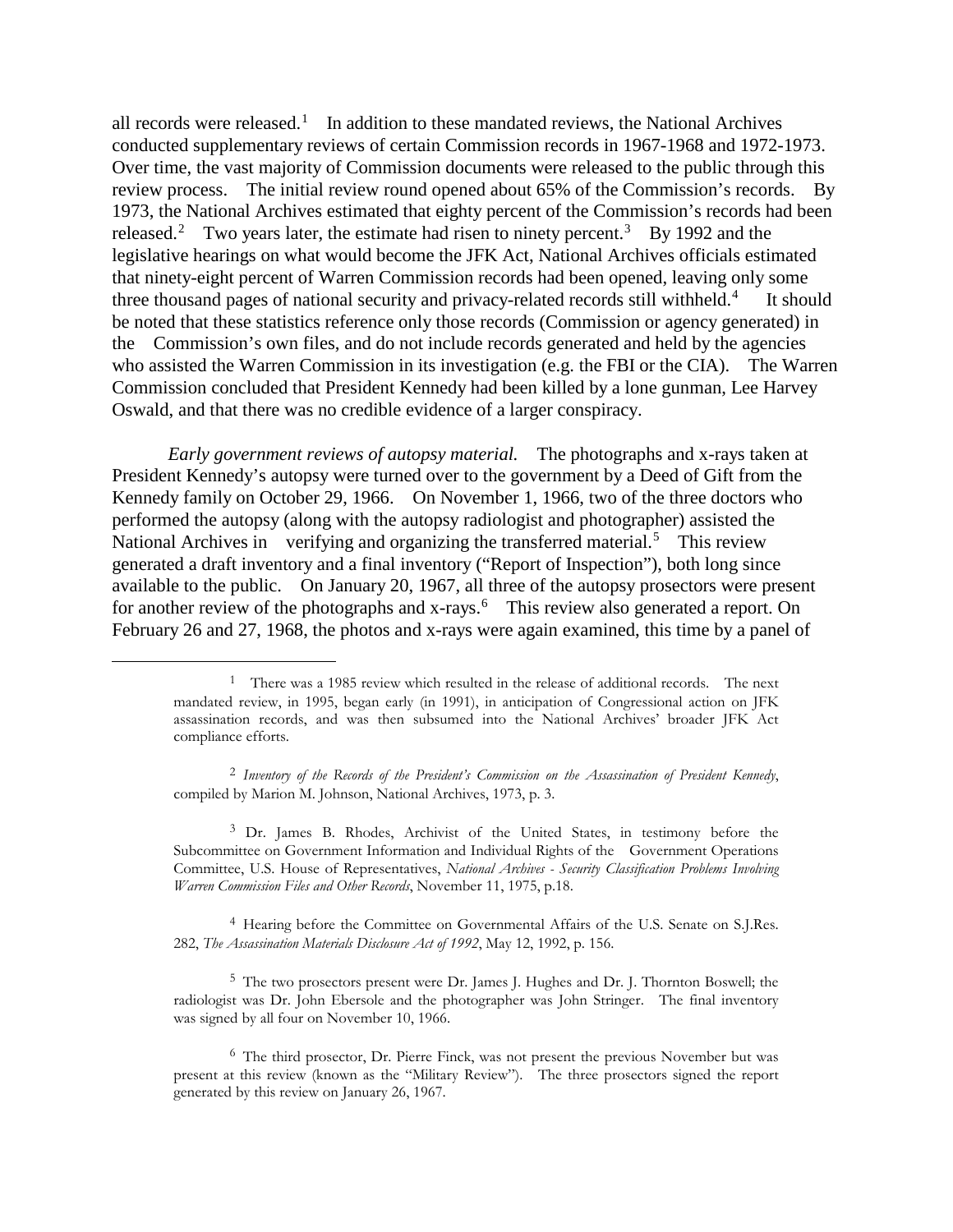all records were released.[1] In addition to these mandated reviews, the National Archives conducted supplementary reviews of certain Commission records in 1967-1968 and 1972-1973. Over time, the vast majority of Commission documents were released to the public through this review process. The initial review round opened about 65% of the Commission's records. By 1973, the National Archives estimated that eighty percent of the Commission's records had been released.[2] Two years later, the estimate had risen to ninety percent.[3] By 1992 and the legislative hearings on what would become the JFK Act, National Archives officials estimated that ninety-eight percent of Warren Commission records had been opened, leaving only some three thousand pages of national security and privacy-related records still withheld.[4] It should be noted that these statistics reference only those records (Commission or agency generated) in the Commission's own files, and do not include records generated and held by the agencies who assisted the Warren Commission in its investigation (e.g. the FBI or the CIA). The Warren Commission concluded that President Kennedy had been killed by a lone gunman, Lee Harvey Oswald, and that there was no credible evidence of a larger conspiracy.

*Early government reviews of autopsy material.* The photographs and x-rays taken at President Kennedy's autopsy were turned over to the government by a Deed of Gift from the Kennedy family on October 29, 1966. On November 1, 1966, two of the three doctors who performed the autopsy (along with the autopsy radiologist and photographer) assisted the National Archives in verifying and organizing the transferred material.[5] This review generated a draft inventory and a final inventory ("Report of Inspection"), both long since available to the public. On January 20, 1967, all three of the autopsy prosectors were present for another review of the photographs and x-rays.[6] This review also generated a report. On February 26 and 27, 1968, the photos and x-rays were again examined, this time by a panel of

---

[1] There was a 1985 review which resulted in the release of additional records. The next mandated review, in 1995, began early (in 1991), in anticipation of Congressional action on JFK assassination records, and was then subsumed into the National Archives' broader JFK Act compliance efforts.

[2] *Inventory of the Records of the President's Commission on the Assassination of President Kennedy*, compiled by Marion M. Johnson, National Archives, 1973, p. 3.

[3] Dr. James B. Rhodes, Archivist of the United States, in testimony before the Subcommittee on Government Information and Individual Rights of the Government Operations Committee, U.S. House of Representatives, *National Archives - Security Classification Problems Involving Warren Commission Files and Other Records*, November 11, 1975, p.18.

[4] Hearing before the Committee on Governmental Affairs of the U.S. Senate on S.J.Res. 282, *The Assassination Materials Disclosure Act of 1992*, May 12, 1992, p. 156.

[5] The two prosectors present were Dr. James J. Hughes and Dr. J. Thornton Boswell; the radiologist was Dr. John Ebersole and the photographer was John Stringer. The final inventory was signed by all four on November 10, 1966.

[6] The third prosector, Dr. Pierre Finck, was not present the previous November but was present at this review (known as the "Military Review"). The three prosectors signed the report generated by this review on January 26, 1967.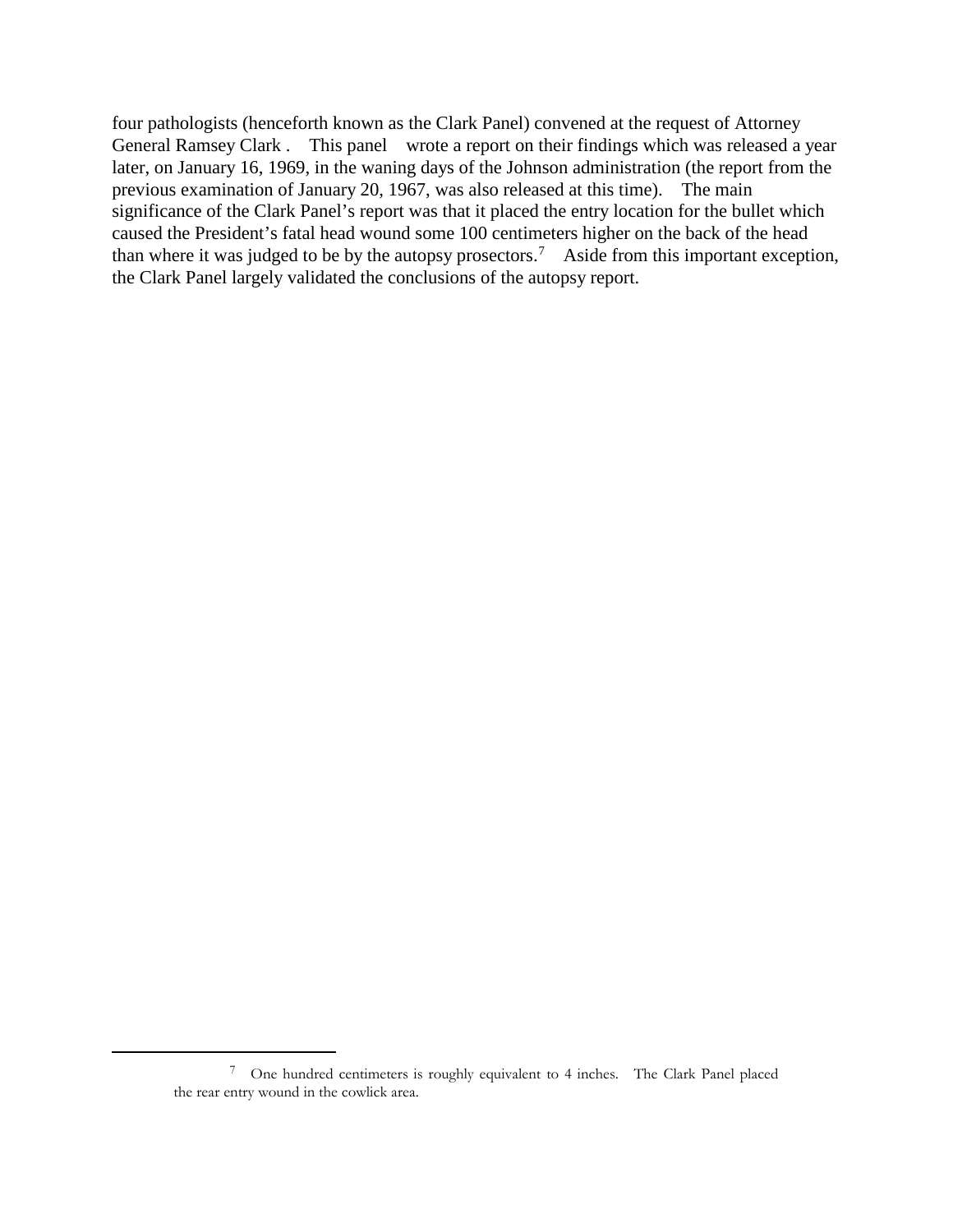four pathologists (henceforth known as the Clark Panel) convened at the request of Attorney General Ramsey Clark . This panel wrote a report on their findings which was released a year later, on January 16, 1969, in the waning days of the Johnson administration (the report from the previous examination of January 20, 1967, was also released at this time). The main significance of the Clark Panel's report was that it placed the entry location for the bullet which caused the President's fatal head wound some 100 centimeters higher on the back of the head than where it was judged to be by the autopsy prosectors.[7] Aside from this important exception, the Clark Panel largely validated the conclusions of the autopsy report.

---

[7] One hundred centimeters is roughly equivalent to 4 inches. The Clark Panel placed the rear entry wound in the cowlick area.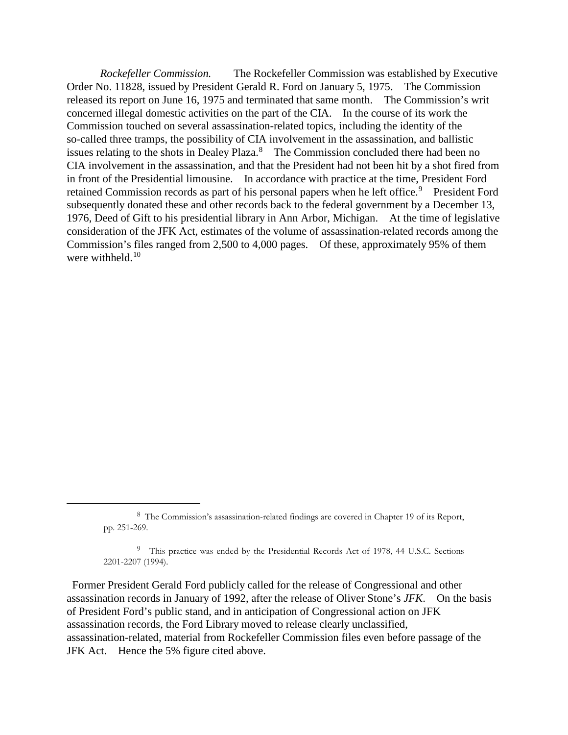*Rockefeller Commission.* The Rockefeller Commission was established by Executive Order No. 11828, issued by President Gerald R. Ford on January 5, 1975. The Commission released its report on June 16, 1975 and terminated that same month. The Commission's writ concerned illegal domestic activities on the part of the CIA. In the course of its work the Commission touched on several assassination-related topics, including the identity of the so-called three tramps, the possibility of CIA involvement in the assassination, and ballistic issues relating to the shots in Dealey Plaza.[8] The Commission concluded there had been no CIA involvement in the assassination, and that the President had not been hit by a shot fired from in front of the Presidential limousine. In accordance with practice at the time, President Ford retained Commission records as part of his personal papers when he left office.[9] President Ford subsequently donated these and other records back to the federal government by a December 13, 1976, Deed of Gift to his presidential library in Ann Arbor, Michigan. At the time of legislative consideration of the JFK Act, estimates of the volume of assassination-related records among the Commission's files ranged from 2,500 to 4,000 pages. Of these, approximately 95% of them were withheld.[10]

---

[8] The Commission's assassination-related findings are covered in Chapter 19 of its Report, pp. 251-269.

[9] This practice was ended by the Presidential Records Act of 1978, 44 U.S.C. Sections 2201-2207 (1994).

Former President Gerald Ford publicly called for the release of Congressional and other assassination records in January of 1992, after the release of Oliver Stone's *JFK*. On the basis of President Ford's public stand, and in anticipation of Congressional action on JFK assassination records, the Ford Library moved to release clearly unclassified, assassination-related, material from Rockefeller Commission files even before passage of the JFK Act. Hence the 5% figure cited above.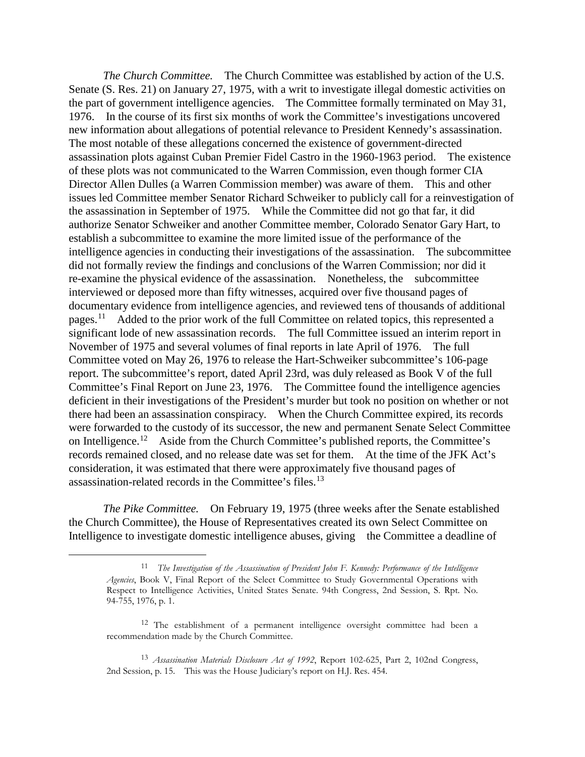*The Church Committee.* The Church Committee was established by action of the U.S. Senate (S. Res. 21) on January 27, 1975, with a writ to investigate illegal domestic activities on the part of government intelligence agencies. The Committee formally terminated on May 31, 1976. In the course of its first six months of work the Committee's investigations uncovered new information about allegations of potential relevance to President Kennedy's assassination. The most notable of these allegations concerned the existence of government-directed assassination plots against Cuban Premier Fidel Castro in the 1960-1963 period. The existence of these plots was not communicated to the Warren Commission, even though former CIA Director Allen Dulles (a Warren Commission member) was aware of them. This and other issues led Committee member Senator Richard Schweiker to publicly call for a reinvestigation of the assassination in September of 1975. While the Committee did not go that far, it did authorize Senator Schweiker and another Committee member, Colorado Senator Gary Hart, to establish a subcommittee to examine the more limited issue of the performance of the intelligence agencies in conducting their investigations of the assassination. The subcommittee did not formally review the findings and conclusions of the Warren Commission; nor did it re-examine the physical evidence of the assassination. Nonetheless, the subcommittee interviewed or deposed more than fifty witnesses, acquired over five thousand pages of documentary evidence from intelligence agencies, and reviewed tens of thousands of additional pages.[11] Added to the prior work of the full Committee on related topics, this represented a significant lode of new assassination records. The full Committee issued an interim report in November of 1975 and several volumes of final reports in late April of 1976. The full Committee voted on May 26, 1976 to release the Hart-Schweiker subcommittee's 106-page report. The subcommittee's report, dated April 23rd, was duly released as Book V of the full Committee's Final Report on June 23, 1976. The Committee found the intelligence agencies deficient in their investigations of the President's murder but took no position on whether or not there had been an assassination conspiracy. When the Church Committee expired, its records were forwarded to the custody of its successor, the new and permanent Senate Select Committee on Intelligence.[12] Aside from the Church Committee's published reports, the Committee's records remained closed, and no release date was set for them. At the time of the JFK Act's consideration, it was estimated that there were approximately five thousand pages of assassination-related records in the Committee's files.[13]

*The Pike Committee.* On February 19, 1975 (three weeks after the Senate established the Church Committee), the House of Representatives created its own Select Committee on Intelligence to investigate domestic intelligence abuses, giving the Committee a deadline of

---

[11] *The Investigation of the Assassination of President John F. Kennedy: Performance of the Intelligence Agencies*, Book V, Final Report of the Select Committee to Study Governmental Operations with Respect to Intelligence Activities, United States Senate. 94th Congress, 2nd Session, S. Rpt. No. 94-755, 1976, p. 1.

[12] The establishment of a permanent intelligence oversight committee had been a recommendation made by the Church Committee.

[13] *Assassination Materials Disclosure Act of 1992*, Report 102-625, Part 2, 102nd Congress, 2nd Session, p. 15. This was the House Judiciary's report on H.J. Res. 454.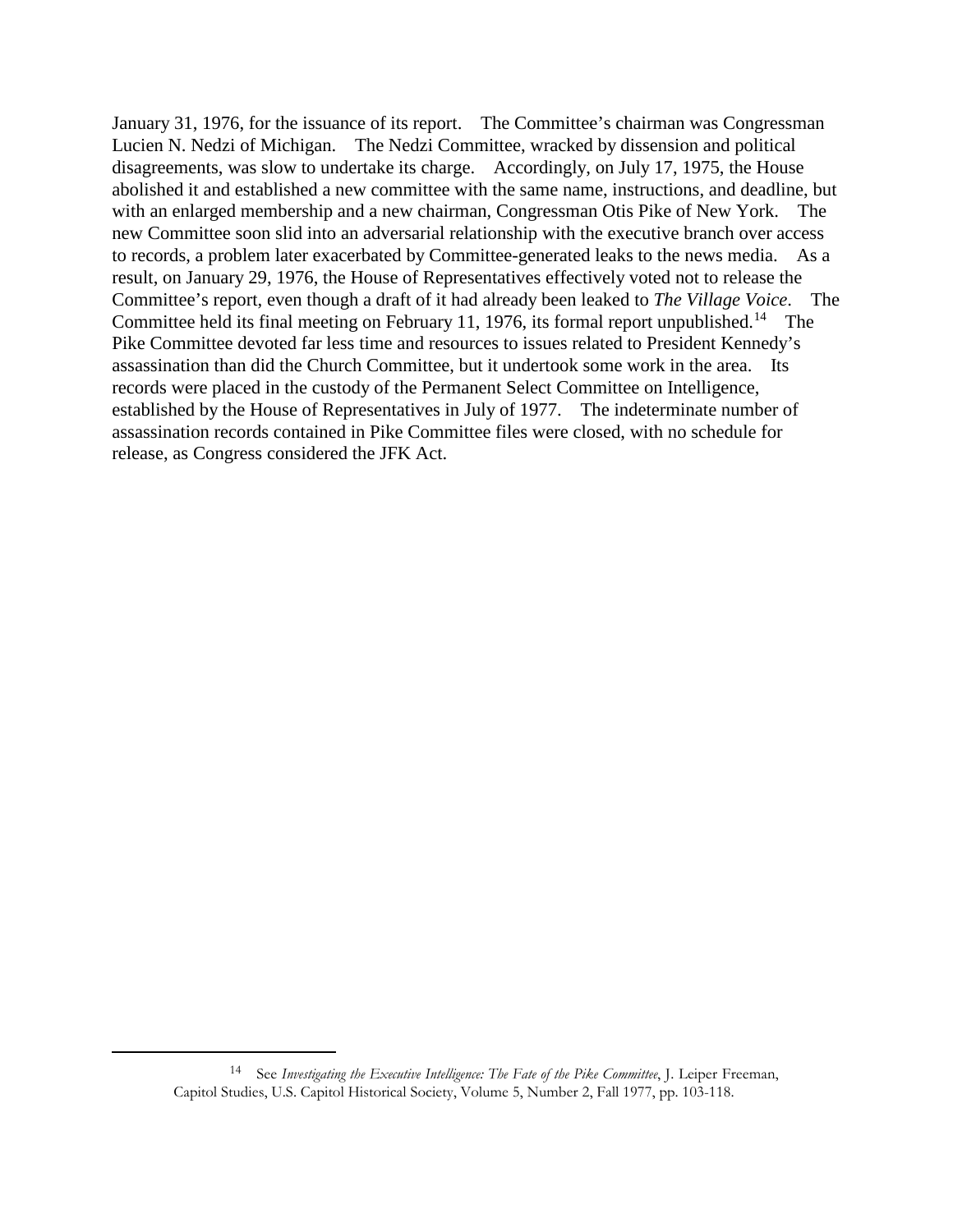January 31, 1976, for the issuance of its report. The Committee's chairman was Congressman Lucien N. Nedzi of Michigan. The Nedzi Committee, wracked by dissension and political disagreements, was slow to undertake its charge. Accordingly, on July 17, 1975, the House abolished it and established a new committee with the same name, instructions, and deadline, but with an enlarged membership and a new chairman, Congressman Otis Pike of New York. The new Committee soon slid into an adversarial relationship with the executive branch over access to records, a problem later exacerbated by Committee-generated leaks to the news media. As a result, on January 29, 1976, the House of Representatives effectively voted not to release the Committee's report, even though a draft of it had already been leaked to *The Village Voice*. The Committee held its final meeting on February 11, 1976, its formal report unpublished.[14] The Pike Committee devoted far less time and resources to issues related to President Kennedy's assassination than did the Church Committee, but it undertook some work in the area. Its records were placed in the custody of the Permanent Select Committee on Intelligence, established by the House of Representatives in July of 1977. The indeterminate number of assassination records contained in Pike Committee files were closed, with no schedule for release, as Congress considered the JFK Act.

---

[14] See *Investigating the Executive Intelligence: The Fate of the Pike Committee*, J. Leiper Freeman, Capitol Studies, U.S. Capitol Historical Society, Volume 5, Number 2, Fall 1977, pp. 103-118.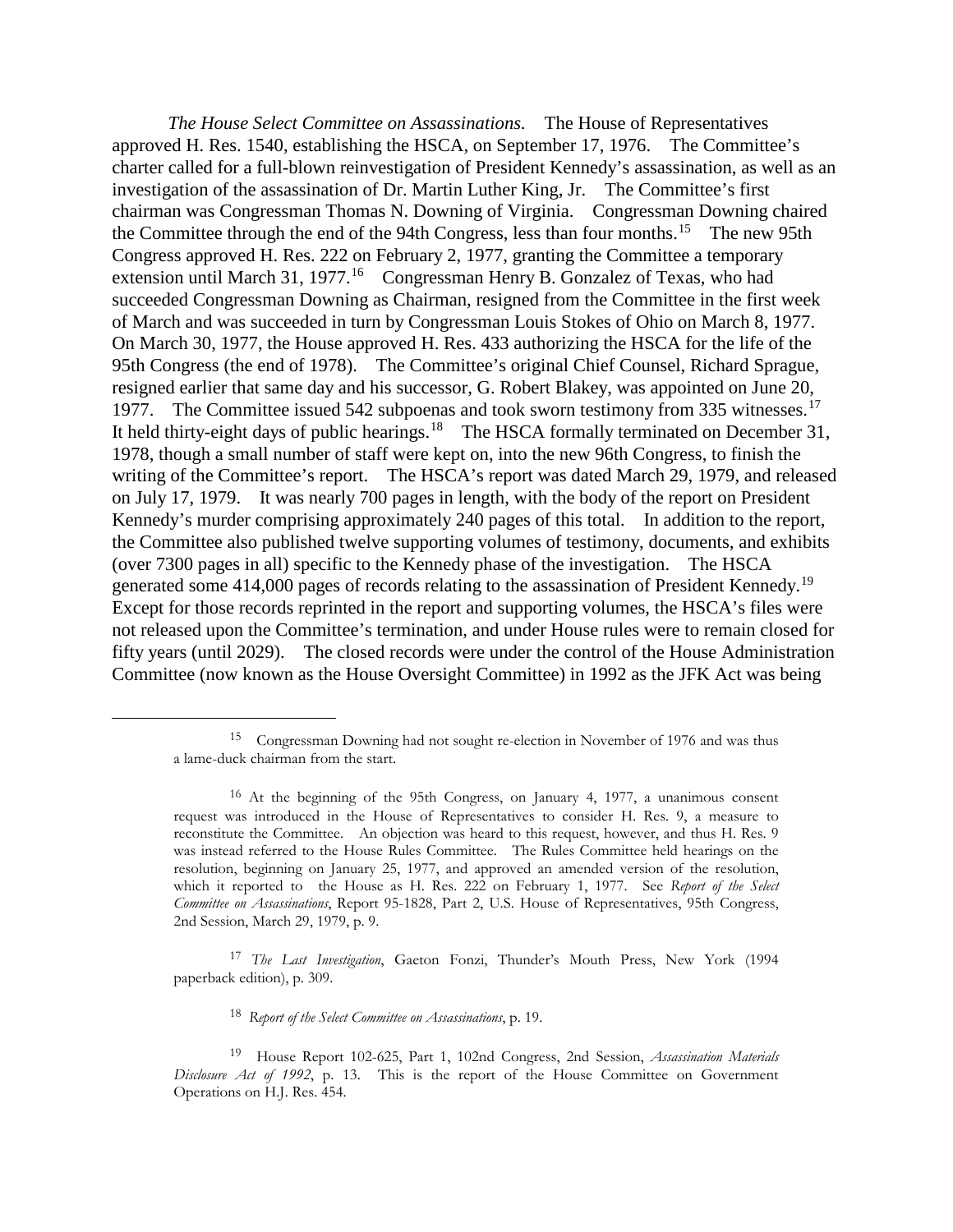*The House Select Committee on Assassinations.* The House of Representatives approved H. Res. 1540, establishing the HSCA, on September 17, 1976. The Committee's charter called for a full-blown reinvestigation of President Kennedy's assassination, as well as an investigation of the assassination of Dr. Martin Luther King, Jr. The Committee's first chairman was Congressman Thomas N. Downing of Virginia. Congressman Downing chaired the Committee through the end of the 94th Congress, less than four months.[15] The new 95th Congress approved H. Res. 222 on February 2, 1977, granting the Committee a temporary extension until March 31, 1977.[16] Congressman Henry B. Gonzalez of Texas, who had succeeded Congressman Downing as Chairman, resigned from the Committee in the first week of March and was succeeded in turn by Congressman Louis Stokes of Ohio on March 8, 1977. On March 30, 1977, the House approved H. Res. 433 authorizing the HSCA for the life of the 95th Congress (the end of 1978). The Committee's original Chief Counsel, Richard Sprague, resigned earlier that same day and his successor, G. Robert Blakey, was appointed on June 20, 1977. The Committee issued 542 subpoenas and took sworn testimony from 335 witnesses.[17] It held thirty-eight days of public hearings.[18] The HSCA formally terminated on December 31, 1978, though a small number of staff were kept on, into the new 96th Congress, to finish the writing of the Committee's report. The HSCA's report was dated March 29, 1979, and released on July 17, 1979. It was nearly 700 pages in length, with the body of the report on President Kennedy's murder comprising approximately 240 pages of this total. In addition to the report, the Committee also published twelve supporting volumes of testimony, documents, and exhibits (over 7300 pages in all) specific to the Kennedy phase of the investigation. The HSCA generated some 414,000 pages of records relating to the assassination of President Kennedy.[19] Except for those records reprinted in the report and supporting volumes, the HSCA's files were not released upon the Committee's termination, and under House rules were to remain closed for fifty years (until 2029). The closed records were under the control of the House Administration Committee (now known as the House Oversight Committee) in 1992 as the JFK Act was being

---

[15] Congressman Downing had not sought re-election in November of 1976 and was thus a lame-duck chairman from the start.

[16] At the beginning of the 95th Congress, on January 4, 1977, a unanimous consent request was introduced in the House of Representatives to consider H. Res. 9, a measure to reconstitute the Committee. An objection was heard to this request, however, and thus H. Res. 9 was instead referred to the House Rules Committee. The Rules Committee held hearings on the resolution, beginning on January 25, 1977, and approved an amended version of the resolution, which it reported to the House as H. Res. 222 on February 1, 1977. See *Report of the Select Committee on Assassinations*, Report 95-1828, Part 2, U.S. House of Representatives, 95th Congress, 2nd Session, March 29, 1979, p. 9.

[17] *The Last Investigation*, Gaeton Fonzi, Thunder's Mouth Press, New York (1994 paperback edition), p. 309.

[18] *Report of the Select Committee on Assassinations*, p. 19.

[19] House Report 102-625, Part 1, 102nd Congress, 2nd Session, *Assassination Materials Disclosure Act of 1992*, p. 13. This is the report of the House Committee on Government Operations on H.J. Res. 454.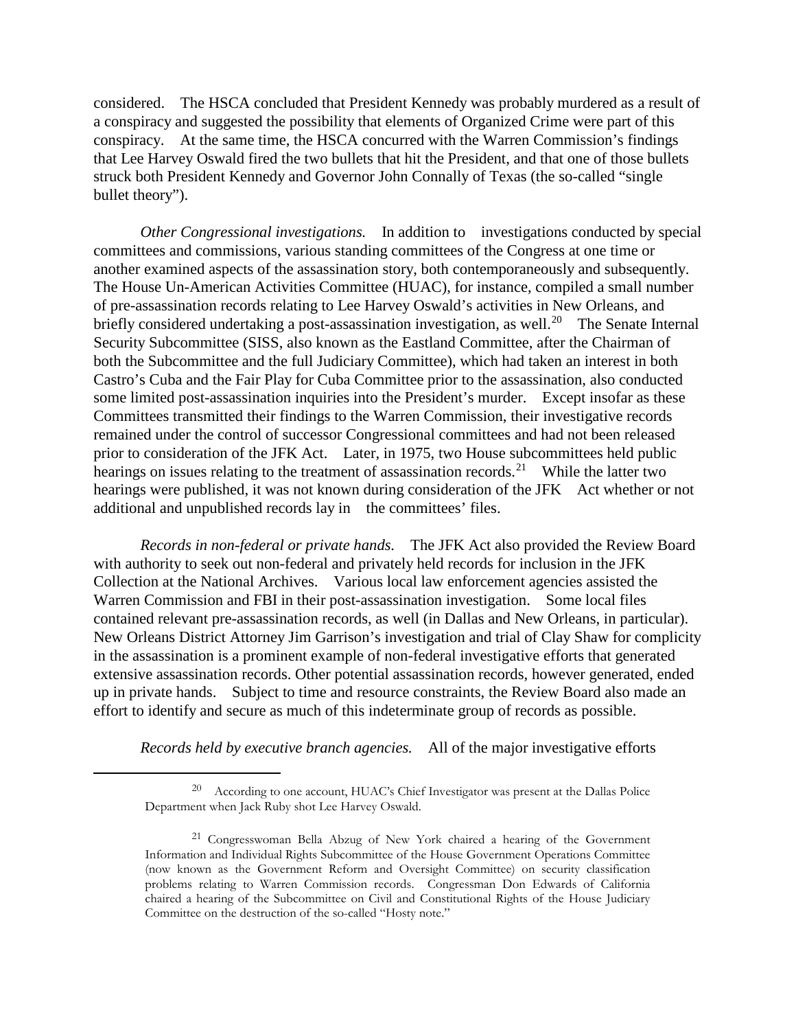considered. The HSCA concluded that President Kennedy was probably murdered as a result of a conspiracy and suggested the possibility that elements of Organized Crime were part of this conspiracy. At the same time, the HSCA concurred with the Warren Commission's findings that Lee Harvey Oswald fired the two bullets that hit the President, and that one of those bullets struck both President Kennedy and Governor John Connally of Texas (the so-called "single bullet theory").

*Other Congressional investigations.* In addition to investigations conducted by special committees and commissions, various standing committees of the Congress at one time or another examined aspects of the assassination story, both contemporaneously and subsequently. The House Un-American Activities Committee (HUAC), for instance, compiled a small number of pre-assassination records relating to Lee Harvey Oswald's activities in New Orleans, and briefly considered undertaking a post-assassination investigation, as well.[20] The Senate Internal Security Subcommittee (SISS, also known as the Eastland Committee, after the Chairman of both the Subcommittee and the full Judiciary Committee), which had taken an interest in both Castro's Cuba and the Fair Play for Cuba Committee prior to the assassination, also conducted some limited post-assassination inquiries into the President's murder. Except insofar as these Committees transmitted their findings to the Warren Commission, their investigative records remained under the control of successor Congressional committees and had not been released prior to consideration of the JFK Act. Later, in 1975, two House subcommittees held public hearings on issues relating to the treatment of assassination records.[21] While the latter two hearings were published, it was not known during consideration of the JFK Act whether or not additional and unpublished records lay in the committees' files.

*Records in non-federal or private hands.* The JFK Act also provided the Review Board with authority to seek out non-federal and privately held records for inclusion in the JFK Collection at the National Archives. Various local law enforcement agencies assisted the Warren Commission and FBI in their post-assassination investigation. Some local files contained relevant pre-assassination records, as well (in Dallas and New Orleans, in particular). New Orleans District Attorney Jim Garrison's investigation and trial of Clay Shaw for complicity in the assassination is a prominent example of non-federal investigative efforts that generated extensive assassination records. Other potential assassination records, however generated, ended up in private hands. Subject to time and resource constraints, the Review Board also made an effort to identify and secure as much of this indeterminate group of records as possible.

*Records held by executive branch agencies.* All of the major investigative efforts

---

[20] According to one account, HUAC's Chief Investigator was present at the Dallas Police Department when Jack Ruby shot Lee Harvey Oswald.

[21] Congresswoman Bella Abzug of New York chaired a hearing of the Government Information and Individual Rights Subcommittee of the House Government Operations Committee (now known as the Government Reform and Oversight Committee) on security classification problems relating to Warren Commission records. Congressman Don Edwards of California chaired a hearing of the Subcommittee on Civil and Constitutional Rights of the House Judiciary Committee on the destruction of the so-called "Hosty note."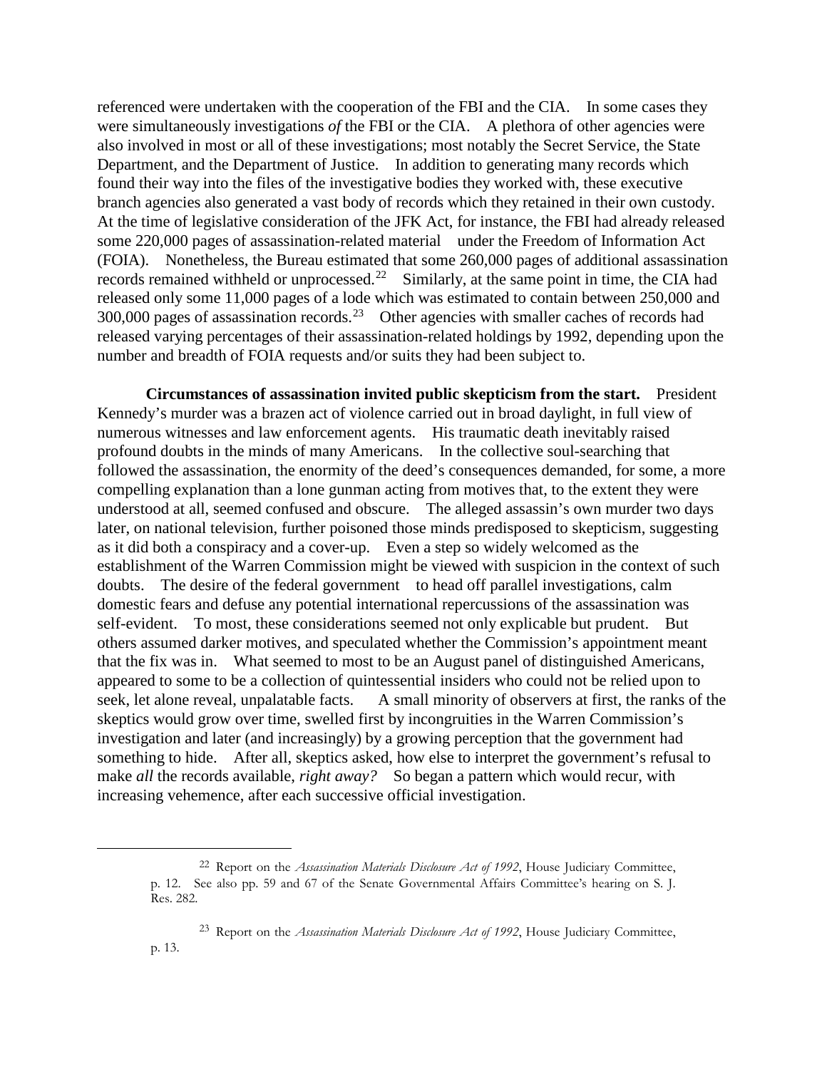referenced were undertaken with the cooperation of the FBI and the CIA. In some cases they were simultaneously investigations *of* the FBI or the CIA. A plethora of other agencies were also involved in most or all of these investigations; most notably the Secret Service, the State Department, and the Department of Justice. In addition to generating many records which found their way into the files of the investigative bodies they worked with, these executive branch agencies also generated a vast body of records which they retained in their own custody. At the time of legislative consideration of the JFK Act, for instance, the FBI had already released some 220,000 pages of assassination-related material under the Freedom of Information Act (FOIA). Nonetheless, the Bureau estimated that some 260,000 pages of additional assassination records remained withheld or unprocessed.[22] Similarly, at the same point in time, the CIA had released only some 11,000 pages of a lode which was estimated to contain between 250,000 and 300,000 pages of assassination records.[23] Other agencies with smaller caches of records had released varying percentages of their assassination-related holdings by 1992, depending upon the number and breadth of FOIA requests and/or suits they had been subject to.

**Circumstances of assassination invited public skepticism from the start.** President Kennedy's murder was a brazen act of violence carried out in broad daylight, in full view of numerous witnesses and law enforcement agents. His traumatic death inevitably raised profound doubts in the minds of many Americans. In the collective soul-searching that followed the assassination, the enormity of the deed's consequences demanded, for some, a more compelling explanation than a lone gunman acting from motives that, to the extent they were understood at all, seemed confused and obscure. The alleged assassin's own murder two days later, on national television, further poisoned those minds predisposed to skepticism, suggesting as it did both a conspiracy and a cover-up. Even a step so widely welcomed as the establishment of the Warren Commission might be viewed with suspicion in the context of such doubts. The desire of the federal government to head off parallel investigations, calm domestic fears and defuse any potential international repercussions of the assassination was self-evident. To most, these considerations seemed not only explicable but prudent. But others assumed darker motives, and speculated whether the Commission's appointment meant that the fix was in. What seemed to most to be an August panel of distinguished Americans, appeared to some to be a collection of quintessential insiders who could not be relied upon to seek, let alone reveal, unpalatable facts. A small minority of observers at first, the ranks of the skeptics would grow over time, swelled first by incongruities in the Warren Commission's investigation and later (and increasingly) by a growing perception that the government had something to hide. After all, skeptics asked, how else to interpret the government's refusal to make *all* the records available, *right away?* So began a pattern which would recur, with increasing vehemence, after each successive official investigation.

---

[22] Report on the *Assassination Materials Disclosure Act of 1992*, House Judiciary Committee, p. 12. See also pp. 59 and 67 of the Senate Governmental Affairs Committee's hearing on S. J. Res. 282.

[23] Report on the *Assassination Materials Disclosure Act of 1992*, House Judiciary Committee, p. 13.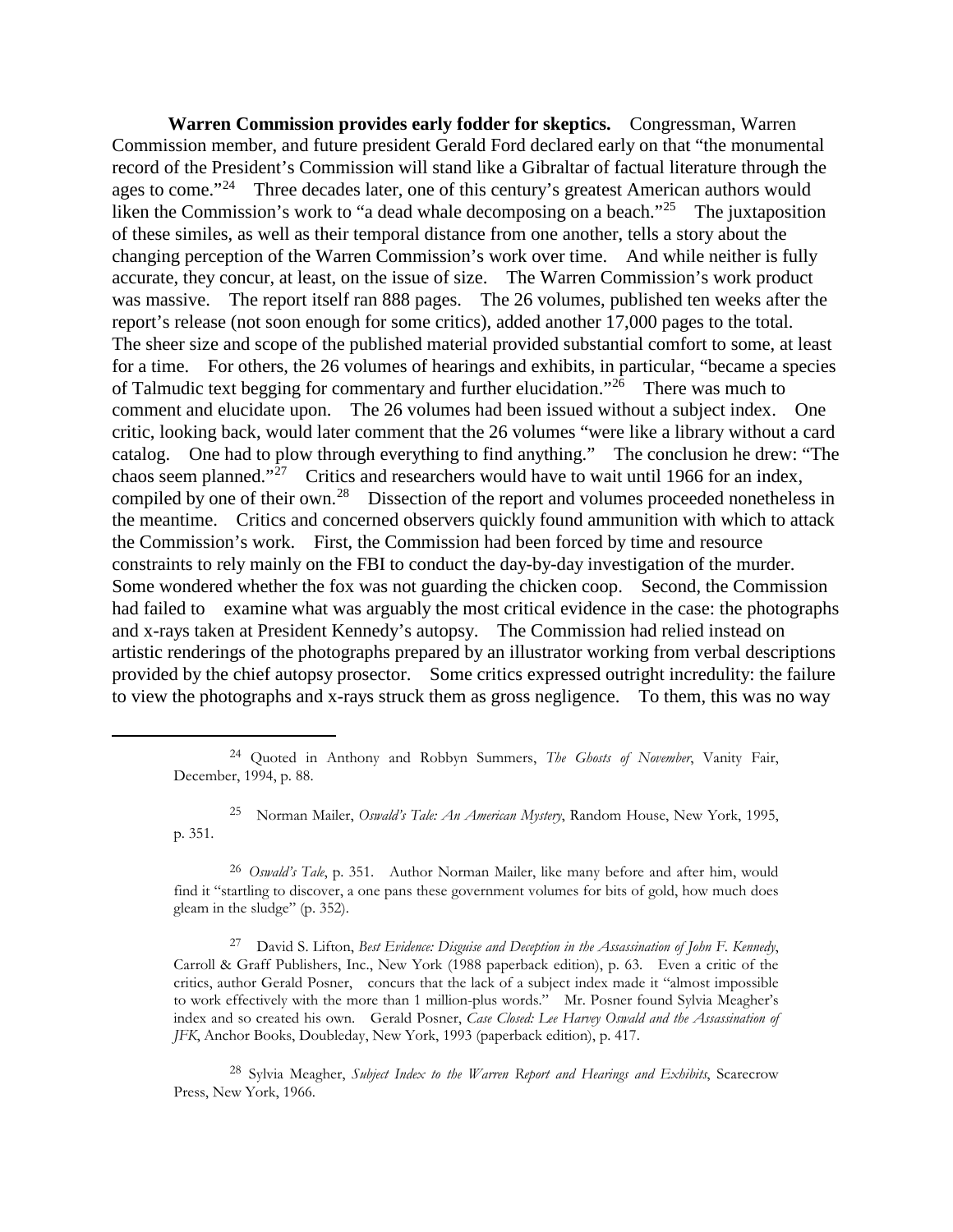**Warren Commission provides early fodder for skeptics.** Congressman, Warren Commission member, and future president Gerald Ford declared early on that "the monumental record of the President's Commission will stand like a Gibraltar of factual literature through the ages to come."[24] Three decades later, one of this century's greatest American authors would liken the Commission's work to "a dead whale decomposing on a beach."[25] The juxtaposition of these similes, as well as their temporal distance from one another, tells a story about the changing perception of the Warren Commission's work over time. And while neither is fully accurate, they concur, at least, on the issue of size. The Warren Commission's work product was massive. The report itself ran 888 pages. The 26 volumes, published ten weeks after the report's release (not soon enough for some critics), added another 17,000 pages to the total. The sheer size and scope of the published material provided substantial comfort to some, at least for a time. For others, the 26 volumes of hearings and exhibits, in particular, "became a species of Talmudic text begging for commentary and further elucidation."[26] There was much to comment and elucidate upon. The 26 volumes had been issued without a subject index. One critic, looking back, would later comment that the 26 volumes "were like a library without a card catalog. One had to plow through everything to find anything." The conclusion he drew: "The chaos seem planned."[27] Critics and researchers would have to wait until 1966 for an index, compiled by one of their own.[28] Dissection of the report and volumes proceeded nonetheless in the meantime. Critics and concerned observers quickly found ammunition with which to attack the Commission's work. First, the Commission had been forced by time and resource constraints to rely mainly on the FBI to conduct the day-by-day investigation of the murder. Some wondered whether the fox was not guarding the chicken coop. Second, the Commission had failed to examine what was arguably the most critical evidence in the case: the photographs and x-rays taken at President Kennedy's autopsy. The Commission had relied instead on artistic renderings of the photographs prepared by an illustrator working from verbal descriptions provided by the chief autopsy prosector. Some critics expressed outright incredulity: the failure to view the photographs and x-rays struck them as gross negligence. To them, this was no way

---

[24] Quoted in Anthony and Robbyn Summers, *The Ghosts of November*, Vanity Fair, December, 1994, p. 88.

[25] Norman Mailer, *Oswald's Tale: An American Mystery*, Random House, New York, 1995, p. 351.

[26] *Oswald's Tale*, p. 351. Author Norman Mailer, like many before and after him, would find it "startling to discover, a one pans these government volumes for bits of gold, how much does gleam in the sludge" (p. 352).

[27] David S. Lifton, *Best Evidence: Disguise and Deception in the Assassination of John F. Kennedy*, Carroll & Graff Publishers, Inc., New York (1988 paperback edition), p. 63. Even a critic of the critics, author Gerald Posner, concurs that the lack of a subject index made it "almost impossible to work effectively with the more than 1 million-plus words." Mr. Posner found Sylvia Meagher's index and so created his own. Gerald Posner, *Case Closed: Lee Harvey Oswald and the Assassination of JFK*, Anchor Books, Doubleday, New York, 1993 (paperback edition), p. 417.

[28] Sylvia Meagher, *Subject Index to the Warren Report and Hearings and Exhibits*, Scarecrow Press, New York, 1966.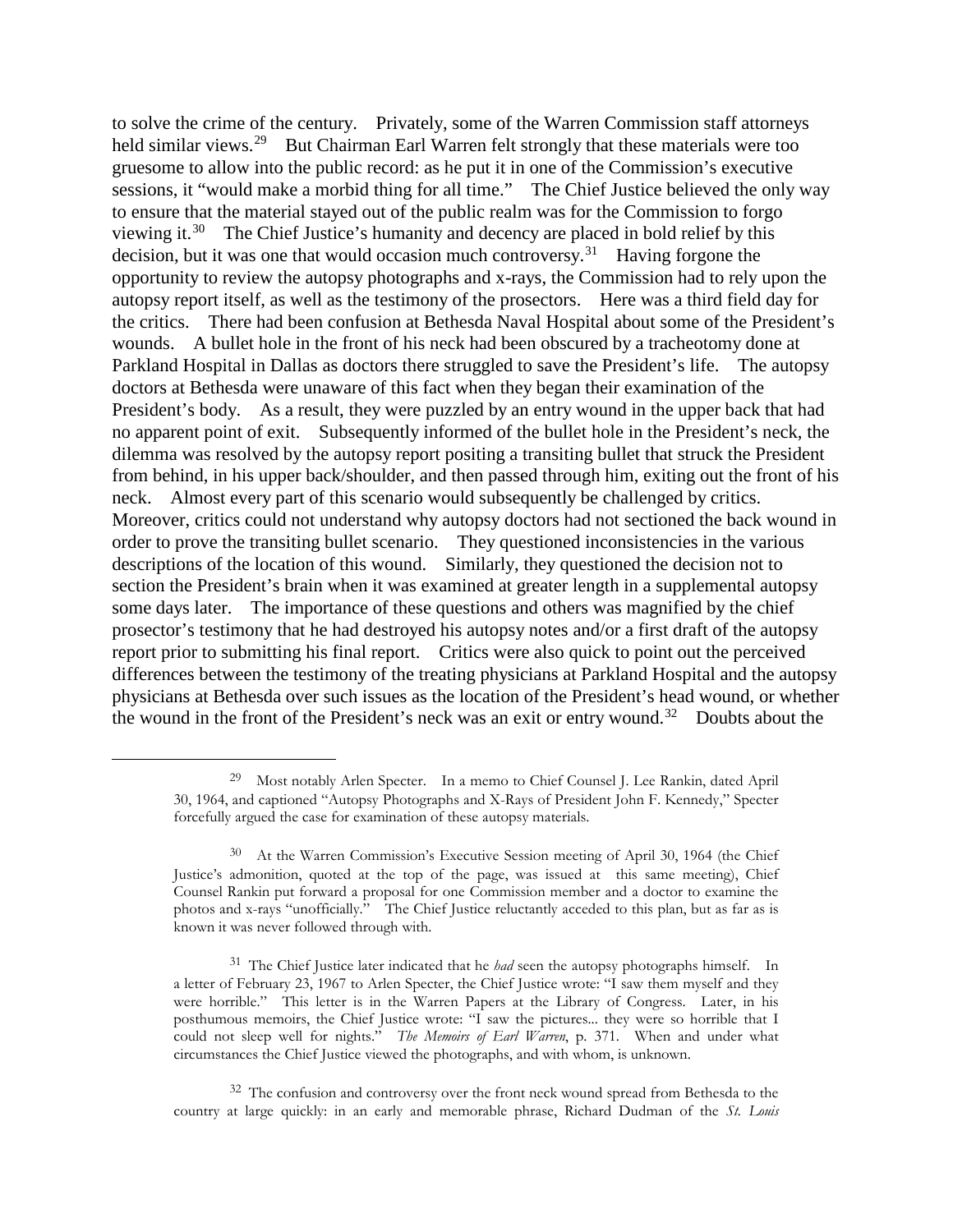to solve the crime of the century. Privately, some of the Warren Commission staff attorneys held similar views.[29] But Chairman Earl Warren felt strongly that these materials were too gruesome to allow into the public record: as he put it in one of the Commission's executive sessions, it "would make a morbid thing for all time." The Chief Justice believed the only way to ensure that the material stayed out of the public realm was for the Commission to forgo viewing it.[30] The Chief Justice's humanity and decency are placed in bold relief by this decision, but it was one that would occasion much controversy.[31] Having forgone the opportunity to review the autopsy photographs and x-rays, the Commission had to rely upon the autopsy report itself, as well as the testimony of the prosectors. Here was a third field day for the critics. There had been confusion at Bethesda Naval Hospital about some of the President's wounds. A bullet hole in the front of his neck had been obscured by a tracheotomy done at Parkland Hospital in Dallas as doctors there struggled to save the President's life. The autopsy doctors at Bethesda were unaware of this fact when they began their examination of the President's body. As a result, they were puzzled by an entry wound in the upper back that had no apparent point of exit. Subsequently informed of the bullet hole in the President's neck, the dilemma was resolved by the autopsy report positing a transiting bullet that struck the President from behind, in his upper back/shoulder, and then passed through him, exiting out the front of his neck. Almost every part of this scenario would subsequently be challenged by critics. Moreover, critics could not understand why autopsy doctors had not sectioned the back wound in order to prove the transiting bullet scenario. They questioned inconsistencies in the various descriptions of the location of this wound. Similarly, they questioned the decision not to section the President's brain when it was examined at greater length in a supplemental autopsy some days later. The importance of these questions and others was magnified by the chief prosector's testimony that he had destroyed his autopsy notes and/or a first draft of the autopsy report prior to submitting his final report. Critics were also quick to point out the perceived differences between the testimony of the treating physicians at Parkland Hospital and the autopsy physicians at Bethesda over such issues as the location of the President's head wound, or whether the wound in the front of the President's neck was an exit or entry wound.[32] Doubts about the

---

[29] Most notably Arlen Specter. In a memo to Chief Counsel J. Lee Rankin, dated April 30, 1964, and captioned "Autopsy Photographs and X-Rays of President John F. Kennedy," Specter forcefully argued the case for examination of these autopsy materials.

[30] At the Warren Commission's Executive Session meeting of April 30, 1964 (the Chief Justice's admonition, quoted at the top of the page, was issued at this same meeting), Chief Counsel Rankin put forward a proposal for one Commission member and a doctor to examine the photos and x-rays "unofficially." The Chief Justice reluctantly acceded to this plan, but as far as is known it was never followed through with.

[31] The Chief Justice later indicated that he *had* seen the autopsy photographs himself. In a letter of February 23, 1967 to Arlen Specter, the Chief Justice wrote: "I saw them myself and they were horrible." This letter is in the Warren Papers at the Library of Congress. Later, in his posthumous memoirs, the Chief Justice wrote: "I saw the pictures... they were so horrible that I could not sleep well for nights." *The Memoirs of Earl Warren*, p. 371. When and under what circumstances the Chief Justice viewed the photographs, and with whom, is unknown.

[32] The confusion and controversy over the front neck wound spread from Bethesda to the country at large quickly: in an early and memorable phrase, Richard Dudman of the *St. Louis*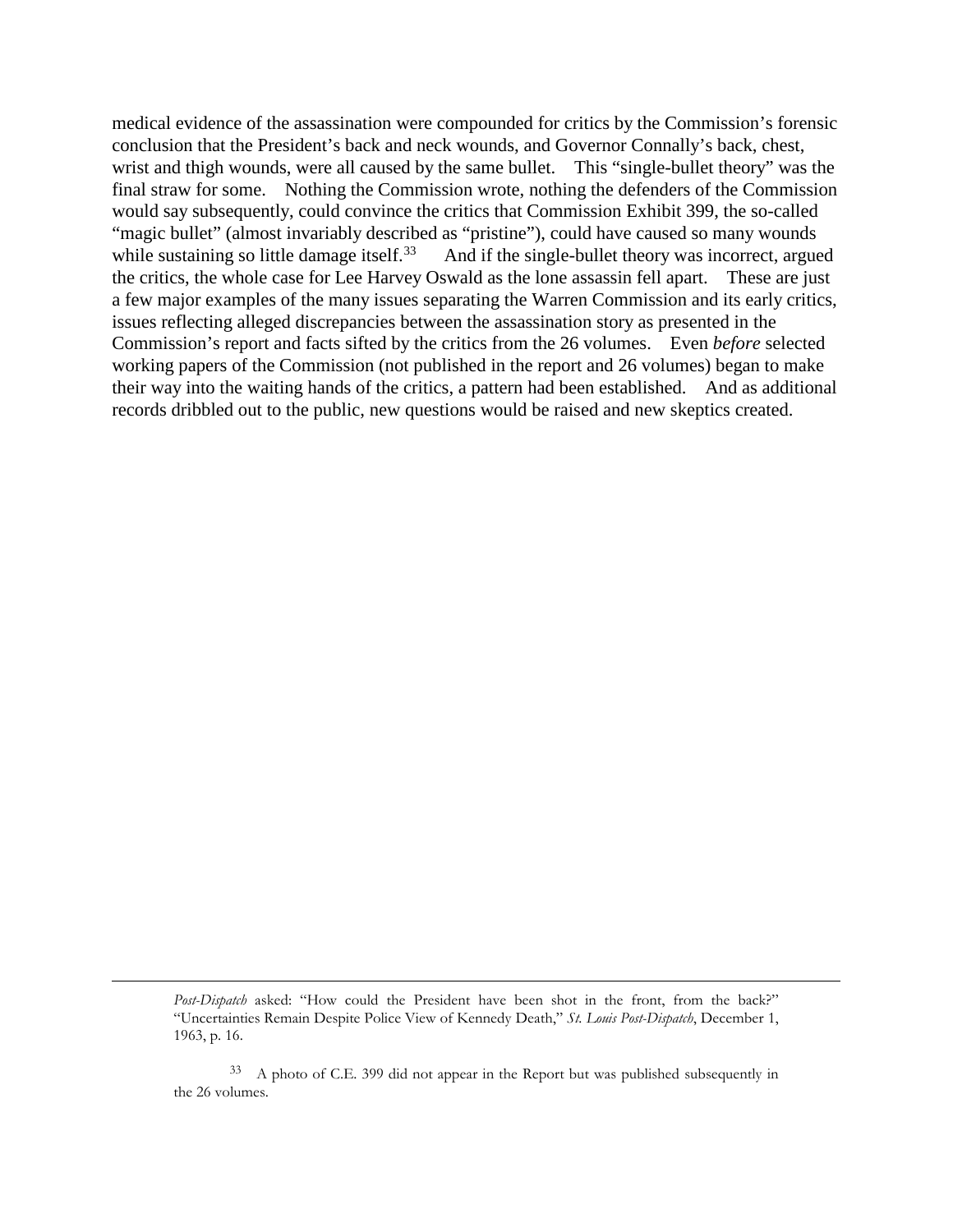medical evidence of the assassination were compounded for critics by the Commission's forensic conclusion that the President's back and neck wounds, and Governor Connally's back, chest, wrist and thigh wounds, were all caused by the same bullet. This "single-bullet theory" was the final straw for some. Nothing the Commission wrote, nothing the defenders of the Commission would say subsequently, could convince the critics that Commission Exhibit 399, the so-called "magic bullet" (almost invariably described as "pristine"), could have caused so many wounds while sustaining so little damage itself.[33] And if the single-bullet theory was incorrect, argued the critics, the whole case for Lee Harvey Oswald as the lone assassin fell apart. These are just a few major examples of the many issues separating the Warren Commission and its early critics, issues reflecting alleged discrepancies between the assassination story as presented in the Commission's report and facts sifted by the critics from the 26 volumes. Even *before* selected working papers of the Commission (not published in the report and 26 volumes) began to make their way into the waiting hands of the critics, a pattern had been established. And as additional records dribbled out to the public, new questions would be raised and new skeptics created.

---

*Post-Dispatch* asked: "How could the President have been shot in the front, from the back?" "Uncertainties Remain Despite Police View of Kennedy Death," *St. Louis Post-Dispatch*, December 1, 1963, p. 16.

[33] A photo of C.E. 399 did not appear in the Report but was published subsequently in the 26 volumes.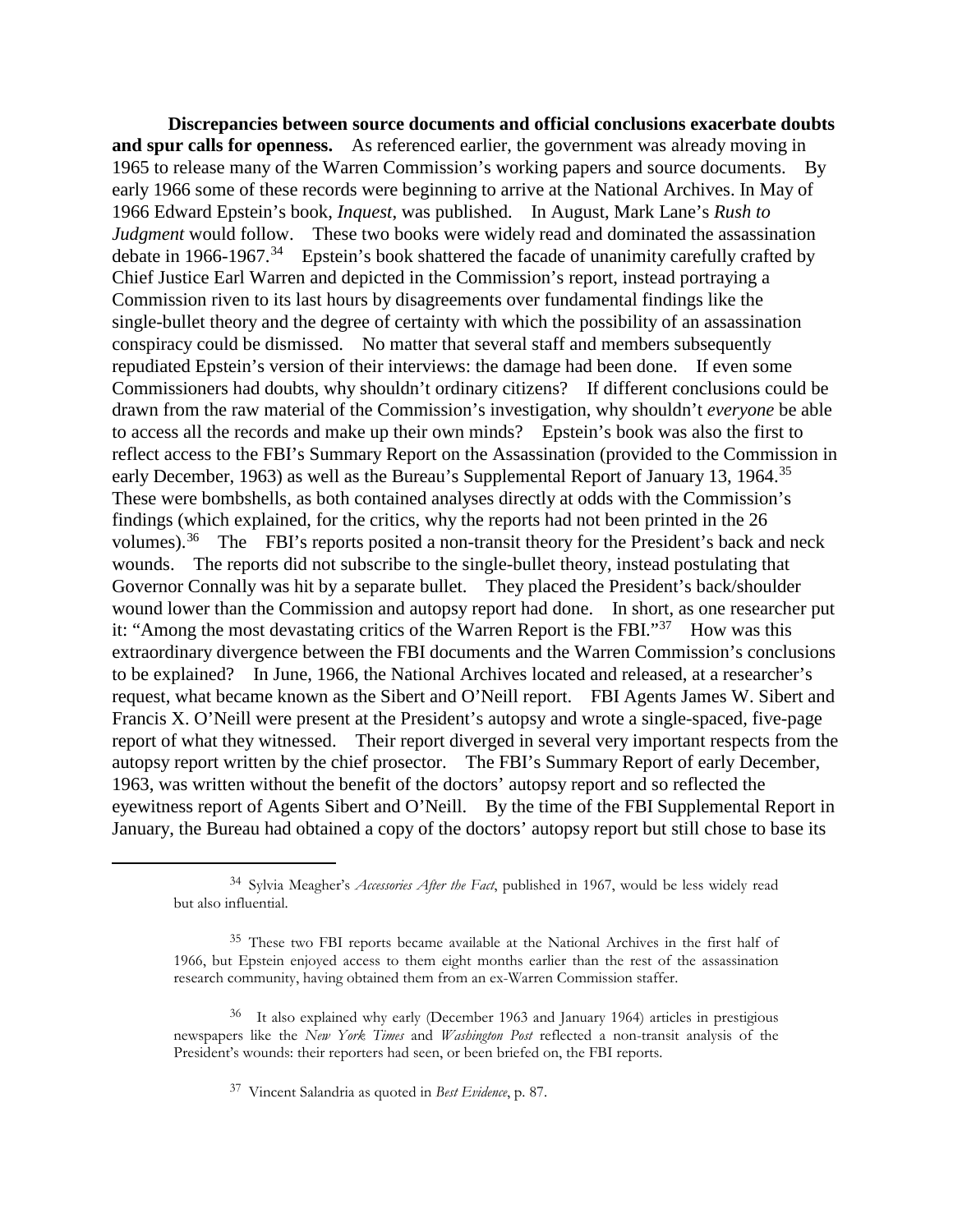**Discrepancies between source documents and official conclusions exacerbate doubts and spur calls for openness.** As referenced earlier, the government was already moving in 1965 to release many of the Warren Commission's working papers and source documents. By early 1966 some of these records were beginning to arrive at the National Archives. In May of 1966 Edward Epstein's book, *Inquest*, was published. In August, Mark Lane's *Rush to Judgment* would follow. These two books were widely read and dominated the assassination debate in 1966-1967.[34] Epstein's book shattered the facade of unanimity carefully crafted by Chief Justice Earl Warren and depicted in the Commission's report, instead portraying a Commission riven to its last hours by disagreements over fundamental findings like the single-bullet theory and the degree of certainty with which the possibility of an assassination conspiracy could be dismissed. No matter that several staff and members subsequently repudiated Epstein's version of their interviews: the damage had been done. If even some Commissioners had doubts, why shouldn't ordinary citizens? If different conclusions could be drawn from the raw material of the Commission's investigation, why shouldn't *everyone* be able to access all the records and make up their own minds? Epstein's book was also the first to reflect access to the FBI's Summary Report on the Assassination (provided to the Commission in early December, 1963) as well as the Bureau's Supplemental Report of January 13, 1964.[35] These were bombshells, as both contained analyses directly at odds with the Commission's findings (which explained, for the critics, why the reports had not been printed in the 26 volumes).[36] The FBI's reports posited a non-transit theory for the President's back and neck wounds. The reports did not subscribe to the single-bullet theory, instead postulating that Governor Connally was hit by a separate bullet. They placed the President's back/shoulder wound lower than the Commission and autopsy report had done. In short, as one researcher put it: "Among the most devastating critics of the Warren Report is the FBI."[37] How was this extraordinary divergence between the FBI documents and the Warren Commission's conclusions to be explained? In June, 1966, the National Archives located and released, at a researcher's request, what became known as the Sibert and O'Neill report. FBI Agents James W. Sibert and Francis X. O'Neill were present at the President's autopsy and wrote a single-spaced, five-page report of what they witnessed. Their report diverged in several very important respects from the autopsy report written by the chief prosector. The FBI's Summary Report of early December, 1963, was written without the benefit of the doctors' autopsy report and so reflected the eyewitness report of Agents Sibert and O'Neill. By the time of the FBI Supplemental Report in January, the Bureau had obtained a copy of the doctors' autopsy report but still chose to base its

---

[34] Sylvia Meagher's *Accessories After the Fact*, published in 1967, would be less widely read but also influential.

[35] These two FBI reports became available at the National Archives in the first half of 1966, but Epstein enjoyed access to them eight months earlier than the rest of the assassination research community, having obtained them from an ex-Warren Commission staffer.

[36] It also explained why early (December 1963 and January 1964) articles in prestigious newspapers like the *New York Times* and *Washington Post* reflected a non-transit analysis of the President's wounds: their reporters had seen, or been briefed on, the FBI reports.

[37] Vincent Salandria as quoted in *Best Evidence*, p. 87.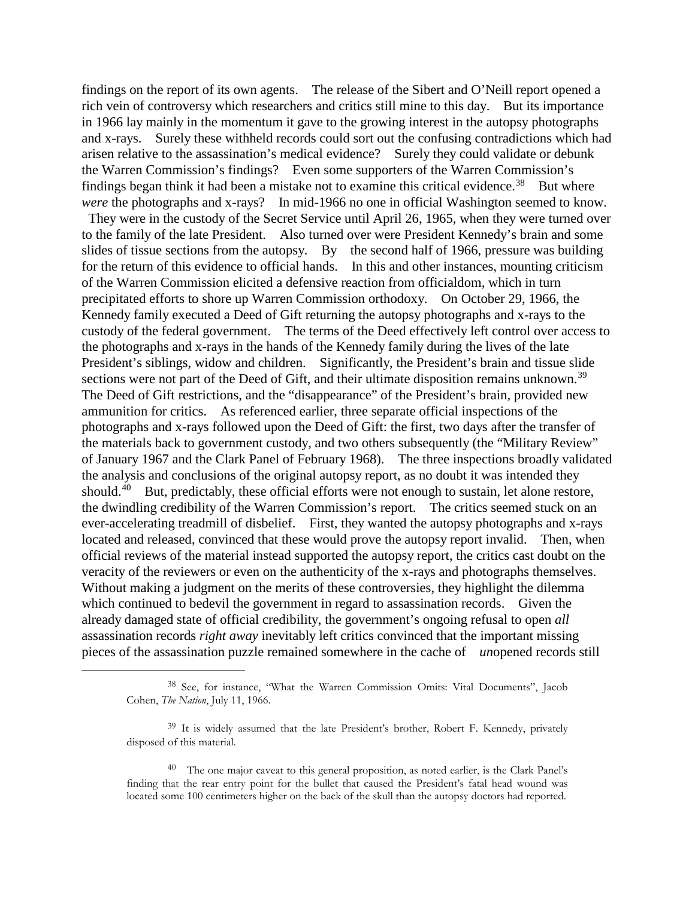findings on the report of its own agents. The release of the Sibert and O'Neill report opened a rich vein of controversy which researchers and critics still mine to this day. But its importance in 1966 lay mainly in the momentum it gave to the growing interest in the autopsy photographs and x-rays. Surely these withheld records could sort out the confusing contradictions which had arisen relative to the assassination's medical evidence? Surely they could validate or debunk the Warren Commission's findings? Even some supporters of the Warren Commission's findings began think it had been a mistake not to examine this critical evidence.[38] But where *were* the photographs and x-rays? In mid-1966 no one in official Washington seemed to know.

They were in the custody of the Secret Service until April 26, 1965, when they were turned over to the family of the late President. Also turned over were President Kennedy's brain and some slides of tissue sections from the autopsy. By the second half of 1966, pressure was building for the return of this evidence to official hands. In this and other instances, mounting criticism of the Warren Commission elicited a defensive reaction from officialdom, which in turn precipitated efforts to shore up Warren Commission orthodoxy. On October 29, 1966, the Kennedy family executed a Deed of Gift returning the autopsy photographs and x-rays to the custody of the federal government. The terms of the Deed effectively left control over access to the photographs and x-rays in the hands of the Kennedy family during the lives of the late President's siblings, widow and children. Significantly, the President's brain and tissue slide sections were not part of the Deed of Gift, and their ultimate disposition remains unknown.[39] The Deed of Gift restrictions, and the "disappearance" of the President's brain, provided new ammunition for critics. As referenced earlier, three separate official inspections of the photographs and x-rays followed upon the Deed of Gift: the first, two days after the transfer of the materials back to government custody, and two others subsequently (the "Military Review" of January 1967 and the Clark Panel of February 1968). The three inspections broadly validated the analysis and conclusions of the original autopsy report, as no doubt it was intended they should.[40] But, predictably, these official efforts were not enough to sustain, let alone restore, the dwindling credibility of the Warren Commission's report. The critics seemed stuck on an ever-accelerating treadmill of disbelief. First, they wanted the autopsy photographs and x-rays located and released, convinced that these would prove the autopsy report invalid. Then, when official reviews of the material instead supported the autopsy report, the critics cast doubt on the veracity of the reviewers or even on the authenticity of the x-rays and photographs themselves. Without making a judgment on the merits of these controversies, they highlight the dilemma which continued to bedevil the government in regard to assassination records. Given the already damaged state of official credibility, the government's ongoing refusal to open *all* assassination records *right away* inevitably left critics convinced that the important missing pieces of the assassination puzzle remained somewhere in the cache of *un*opened records still

---

[38] See, for instance, "What the Warren Commission Omits: Vital Documents", Jacob Cohen, *The Nation*, July 11, 1966.

[39] It is widely assumed that the late President's brother, Robert F. Kennedy, privately disposed of this material.

[40] The one major caveat to this general proposition, as noted earlier, is the Clark Panel's finding that the rear entry point for the bullet that caused the President's fatal head wound was located some 100 centimeters higher on the back of the skull than the autopsy doctors had reported.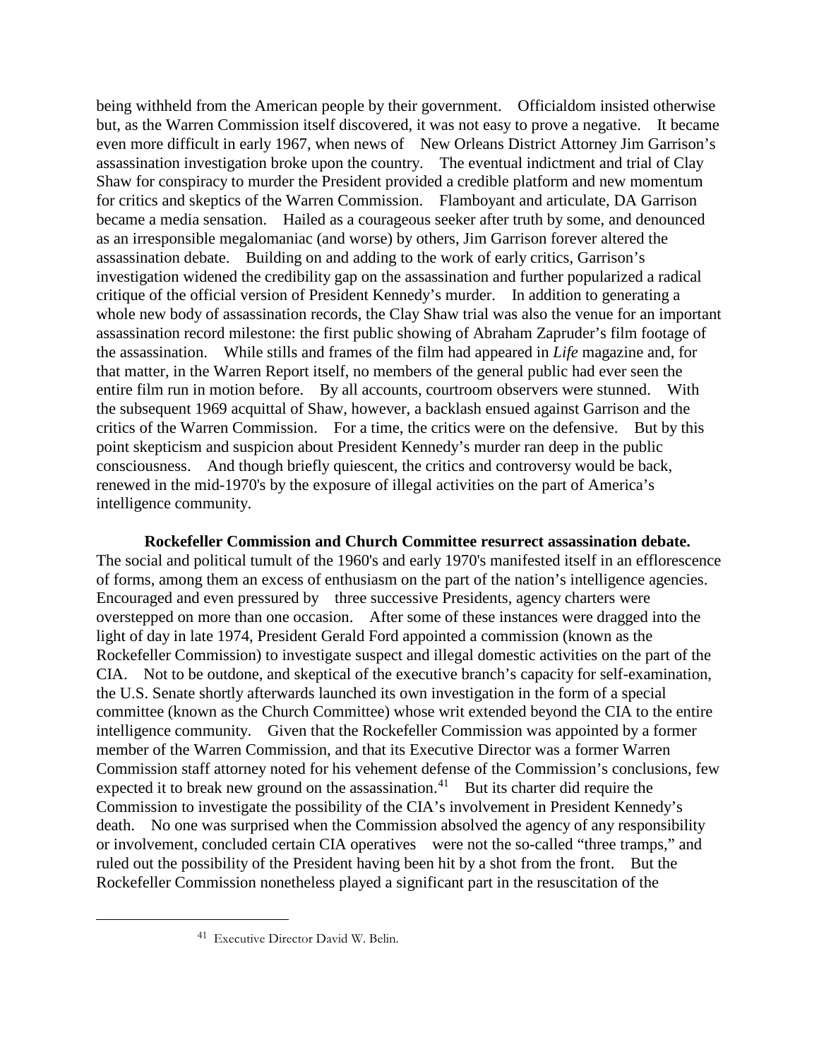being withheld from the American people by their government. Officialdom insisted otherwise but, as the Warren Commission itself discovered, it was not easy to prove a negative. It became even more difficult in early 1967, when news of New Orleans District Attorney Jim Garrison's assassination investigation broke upon the country. The eventual indictment and trial of Clay Shaw for conspiracy to murder the President provided a credible platform and new momentum for critics and skeptics of the Warren Commission. Flamboyant and articulate, DA Garrison became a media sensation. Hailed as a courageous seeker after truth by some, and denounced as an irresponsible megalomaniac (and worse) by others, Jim Garrison forever altered the assassination debate. Building on and adding to the work of early critics, Garrison's investigation widened the credibility gap on the assassination and further popularized a radical critique of the official version of President Kennedy's murder. In addition to generating a whole new body of assassination records, the Clay Shaw trial was also the venue for an important assassination record milestone: the first public showing of Abraham Zapruder's film footage of the assassination. While stills and frames of the film had appeared in *Life* magazine and, for that matter, in the Warren Report itself, no members of the general public had ever seen the entire film run in motion before. By all accounts, courtroom observers were stunned. With the subsequent 1969 acquittal of Shaw, however, a backlash ensued against Garrison and the critics of the Warren Commission. For a time, the critics were on the defensive. But by this point skepticism and suspicion about President Kennedy's murder ran deep in the public consciousness. And though briefly quiescent, the critics and controversy would be back, renewed in the mid-1970's by the exposure of illegal activities on the part of America's intelligence community.

**Rockefeller Commission and Church Committee resurrect assassination debate.** The social and political tumult of the 1960's and early 1970's manifested itself in an efflorescence of forms, among them an excess of enthusiasm on the part of the nation's intelligence agencies. Encouraged and even pressured by three successive Presidents, agency charters were overstepped on more than one occasion. After some of these instances were dragged into the light of day in late 1974, President Gerald Ford appointed a commission (known as the Rockefeller Commission) to investigate suspect and illegal domestic activities on the part of the CIA. Not to be outdone, and skeptical of the executive branch's capacity for self-examination, the U.S. Senate shortly afterwards launched its own investigation in the form of a special committee (known as the Church Committee) whose writ extended beyond the CIA to the entire intelligence community. Given that the Rockefeller Commission was appointed by a former member of the Warren Commission, and that its Executive Director was a former Warren Commission staff attorney noted for his vehement defense of the Commission's conclusions, few expected it to break new ground on the assassination.[41] But its charter did require the Commission to investigate the possibility of the CIA's involvement in President Kennedy's death. No one was surprised when the Commission absolved the agency of any responsibility or involvement, concluded certain CIA operatives were not the so-called "three tramps," and ruled out the possibility of the President having been hit by a shot from the front. But the Rockefeller Commission nonetheless played a significant part in the resuscitation of the

---

[41] Executive Director David W. Belin.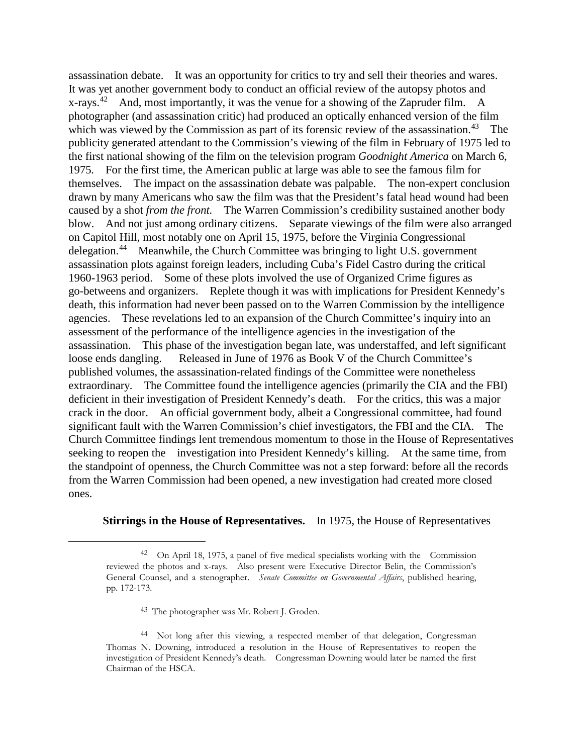assassination debate. It was an opportunity for critics to try and sell their theories and wares. It was yet another government body to conduct an official review of the autopsy photos and x-rays.[42] And, most importantly, it was the venue for a showing of the Zapruder film. A photographer (and assassination critic) had produced an optically enhanced version of the film which was viewed by the Commission as part of its forensic review of the assassination.[43] The publicity generated attendant to the Commission's viewing of the film in February of 1975 led to the first national showing of the film on the television program *Goodnight America* on March 6, 1975. For the first time, the American public at large was able to see the famous film for themselves. The impact on the assassination debate was palpable. The non-expert conclusion drawn by many Americans who saw the film was that the President's fatal head wound had been caused by a shot *from the front.* The Warren Commission's credibility sustained another body blow. And not just among ordinary citizens. Separate viewings of the film were also arranged on Capitol Hill, most notably one on April 15, 1975, before the Virginia Congressional delegation.[44] Meanwhile, the Church Committee was bringing to light U.S. government assassination plots against foreign leaders, including Cuba's Fidel Castro during the critical 1960-1963 period. Some of these plots involved the use of Organized Crime figures as go-betweens and organizers. Replete though it was with implications for President Kennedy's death, this information had never been passed on to the Warren Commission by the intelligence agencies. These revelations led to an expansion of the Church Committee's inquiry into an assessment of the performance of the intelligence agencies in the investigation of the assassination. This phase of the investigation began late, was understaffed, and left significant loose ends dangling. Released in June of 1976 as Book V of the Church Committee's published volumes, the assassination-related findings of the Committee were nonetheless extraordinary. The Committee found the intelligence agencies (primarily the CIA and the FBI) deficient in their investigation of President Kennedy's death. For the critics, this was a major crack in the door. An official government body, albeit a Congressional committee, had found significant fault with the Warren Commission's chief investigators, the FBI and the CIA. The Church Committee findings lent tremendous momentum to those in the House of Representatives seeking to reopen the investigation into President Kennedy's killing. At the same time, from the standpoint of openness, the Church Committee was not a step forward: before all the records from the Warren Commission had been opened, a new investigation had created more closed ones.

**Stirrings in the House of Representatives.** In 1975, the House of Representatives

---

[42] On April 18, 1975, a panel of five medical specialists working with the Commission reviewed the photos and x-rays. Also present were Executive Director Belin, the Commission's General Counsel, and a stenographer. *Senate Committee on Governmental Affairs*, published hearing, pp. 172-173.

[43] The photographer was Mr. Robert J. Groden.

[44] Not long after this viewing, a respected member of that delegation, Congressman Thomas N. Downing, introduced a resolution in the House of Representatives to reopen the investigation of President Kennedy's death. Congressman Downing would later be named the first Chairman of the HSCA.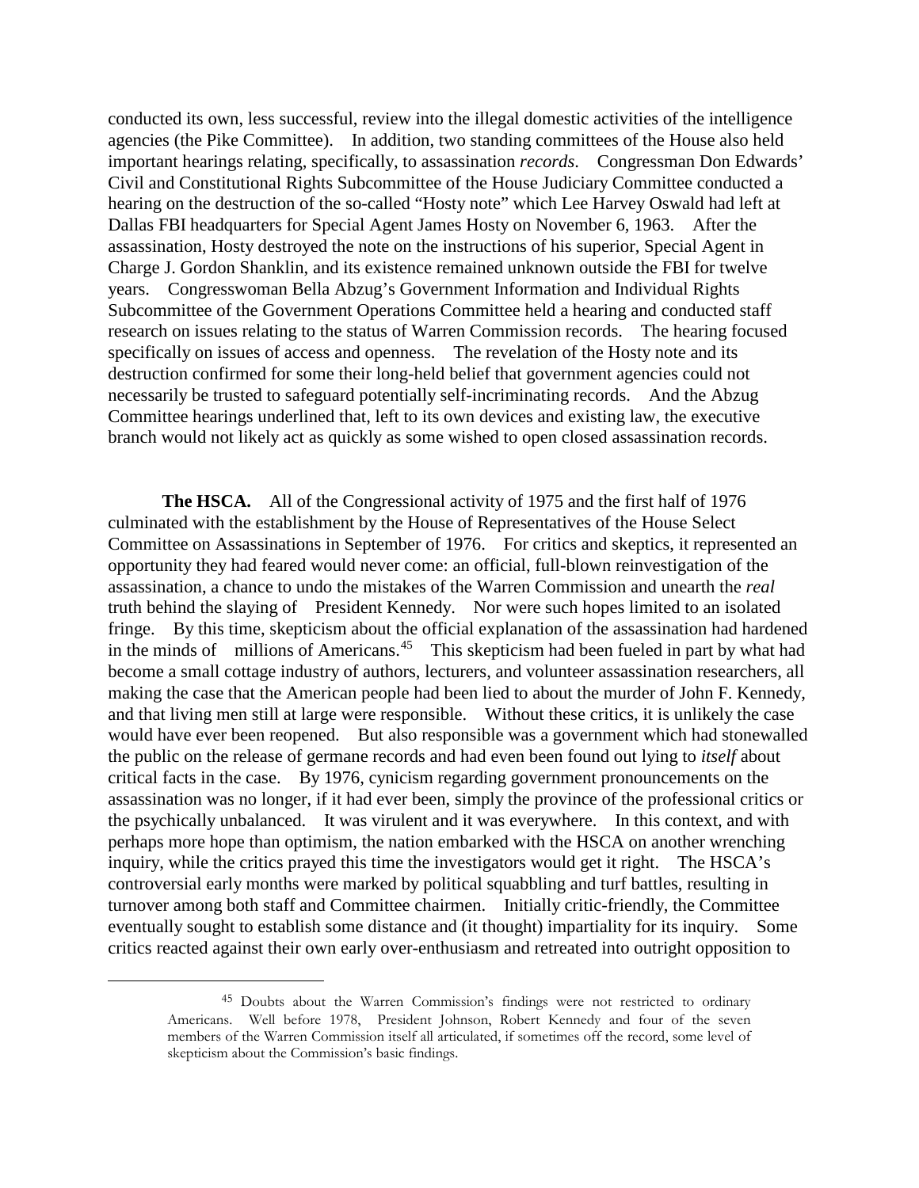conducted its own, less successful, review into the illegal domestic activities of the intelligence agencies (the Pike Committee). In addition, two standing committees of the House also held important hearings relating, specifically, to assassination *records*. Congressman Don Edwards' Civil and Constitutional Rights Subcommittee of the House Judiciary Committee conducted a hearing on the destruction of the so-called "Hosty note" which Lee Harvey Oswald had left at Dallas FBI headquarters for Special Agent James Hosty on November 6, 1963. After the assassination, Hosty destroyed the note on the instructions of his superior, Special Agent in Charge J. Gordon Shanklin, and its existence remained unknown outside the FBI for twelve years. Congresswoman Bella Abzug's Government Information and Individual Rights Subcommittee of the Government Operations Committee held a hearing and conducted staff research on issues relating to the status of Warren Commission records. The hearing focused specifically on issues of access and openness. The revelation of the Hosty note and its destruction confirmed for some their long-held belief that government agencies could not necessarily be trusted to safeguard potentially self-incriminating records. And the Abzug Committee hearings underlined that, left to its own devices and existing law, the executive branch would not likely act as quickly as some wished to open closed assassination records.

**The HSCA.** All of the Congressional activity of 1975 and the first half of 1976 culminated with the establishment by the House of Representatives of the House Select Committee on Assassinations in September of 1976. For critics and skeptics, it represented an opportunity they had feared would never come: an official, full-blown reinvestigation of the assassination, a chance to undo the mistakes of the Warren Commission and unearth the *real* truth behind the slaying of President Kennedy. Nor were such hopes limited to an isolated fringe. By this time, skepticism about the official explanation of the assassination had hardened in the minds of millions of Americans.[45] This skepticism had been fueled in part by what had become a small cottage industry of authors, lecturers, and volunteer assassination researchers, all making the case that the American people had been lied to about the murder of John F. Kennedy, and that living men still at large were responsible. Without these critics, it is unlikely the case would have ever been reopened. But also responsible was a government which had stonewalled the public on the release of germane records and had even been found out lying to *itself* about critical facts in the case. By 1976, cynicism regarding government pronouncements on the assassination was no longer, if it had ever been, simply the province of the professional critics or the psychically unbalanced. It was virulent and it was everywhere. In this context, and with perhaps more hope than optimism, the nation embarked with the HSCA on another wrenching inquiry, while the critics prayed this time the investigators would get it right. The HSCA's controversial early months were marked by political squabbling and turf battles, resulting in turnover among both staff and Committee chairmen. Initially critic-friendly, the Committee eventually sought to establish some distance and (it thought) impartiality for its inquiry. Some critics reacted against their own early over-enthusiasm and retreated into outright opposition to

[45] Doubts about the Warren Commission's findings were not restricted to ordinary Americans. Well before 1978, President Johnson, Robert Kennedy and four of the seven members of the Warren Commission itself all articulated, if sometimes off the record, some level of skepticism about the Commission's basic findings.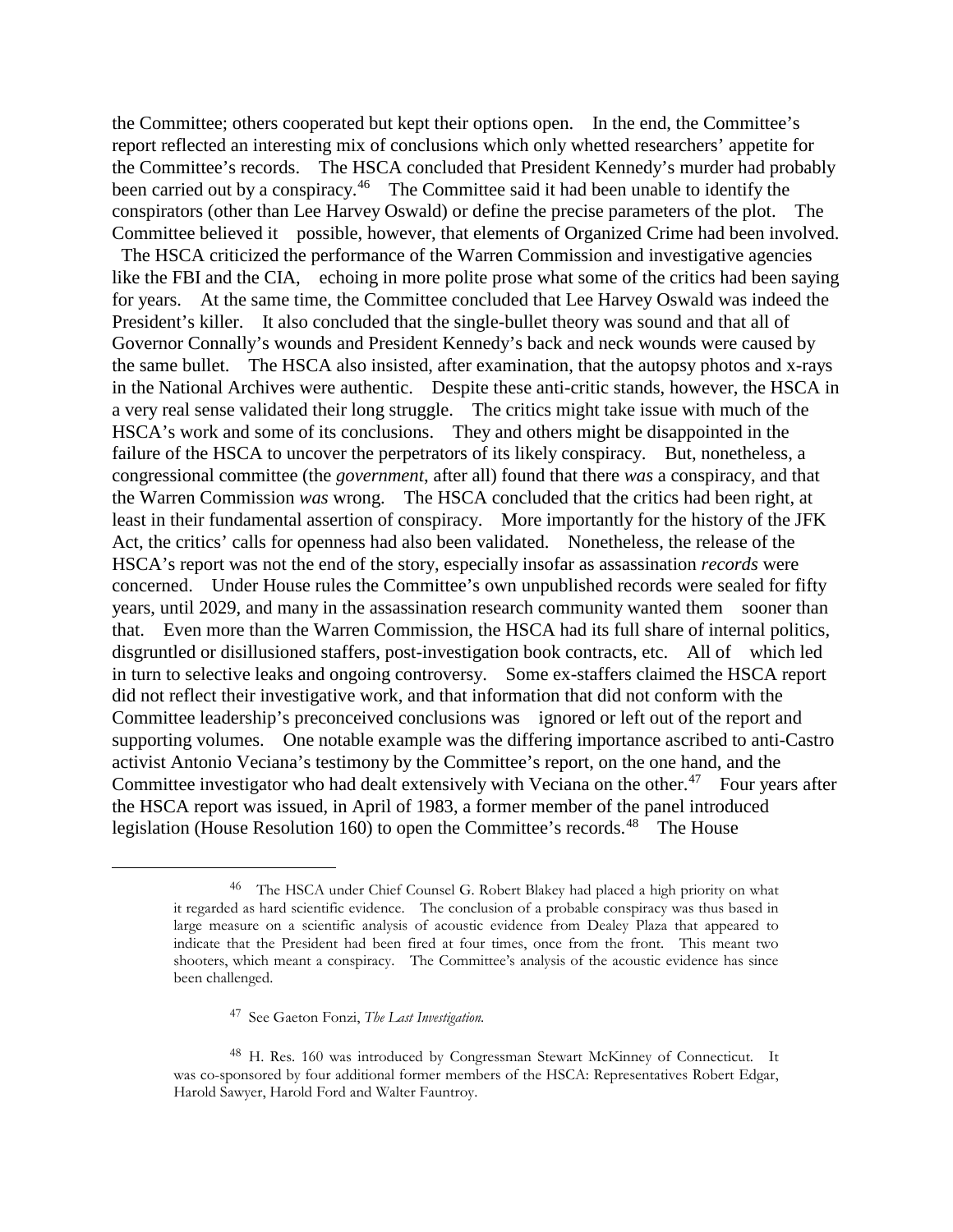the Committee; others cooperated but kept their options open. In the end, the Committee's report reflected an interesting mix of conclusions which only whetted researchers' appetite for the Committee's records. The HSCA concluded that President Kennedy's murder had probably been carried out by a conspiracy.[46] The Committee said it had been unable to identify the conspirators (other than Lee Harvey Oswald) or define the precise parameters of the plot. The Committee believed it possible, however, that elements of Organized Crime had been involved.

The HSCA criticized the performance of the Warren Commission and investigative agencies like the FBI and the CIA, echoing in more polite prose what some of the critics had been saying for years. At the same time, the Committee concluded that Lee Harvey Oswald was indeed the President's killer. It also concluded that the single-bullet theory was sound and that all of Governor Connally's wounds and President Kennedy's back and neck wounds were caused by the same bullet. The HSCA also insisted, after examination, that the autopsy photos and x-rays in the National Archives were authentic. Despite these anti-critic stands, however, the HSCA in a very real sense validated their long struggle. The critics might take issue with much of the HSCA's work and some of its conclusions. They and others might be disappointed in the failure of the HSCA to uncover the perpetrators of its likely conspiracy. But, nonetheless, a congressional committee (the *government*, after all) found that there *was* a conspiracy, and that the Warren Commission *was* wrong. The HSCA concluded that the critics had been right, at least in their fundamental assertion of conspiracy. More importantly for the history of the JFK Act, the critics' calls for openness had also been validated. Nonetheless, the release of the HSCA's report was not the end of the story, especially insofar as assassination *records* were concerned. Under House rules the Committee's own unpublished records were sealed for fifty years, until 2029, and many in the assassination research community wanted them sooner than that. Even more than the Warren Commission, the HSCA had its full share of internal politics, disgruntled or disillusioned staffers, post-investigation book contracts, etc. All of which led in turn to selective leaks and ongoing controversy. Some ex-staffers claimed the HSCA report did not reflect their investigative work, and that information that did not conform with the Committee leadership's preconceived conclusions was ignored or left out of the report and supporting volumes. One notable example was the differing importance ascribed to anti-Castro activist Antonio Veciana's testimony by the Committee's report, on the one hand, and the Committee investigator who had dealt extensively with Veciana on the other.[47] Four years after the HSCA report was issued, in April of 1983, a former member of the panel introduced legislation (House Resolution 160) to open the Committee's records.[48] The House

---

[46] The HSCA under Chief Counsel G. Robert Blakey had placed a high priority on what it regarded as hard scientific evidence. The conclusion of a probable conspiracy was thus based in large measure on a scientific analysis of acoustic evidence from Dealey Plaza that appeared to indicate that the President had been fired at four times, once from the front. This meant two shooters, which meant a conspiracy. The Committee's analysis of the acoustic evidence has since been challenged.

[47] See Gaeton Fonzi, *The Last Investigation.*

[48] H. Res. 160 was introduced by Congressman Stewart McKinney of Connecticut. It was co-sponsored by four additional former members of the HSCA: Representatives Robert Edgar, Harold Sawyer, Harold Ford and Walter Fauntroy.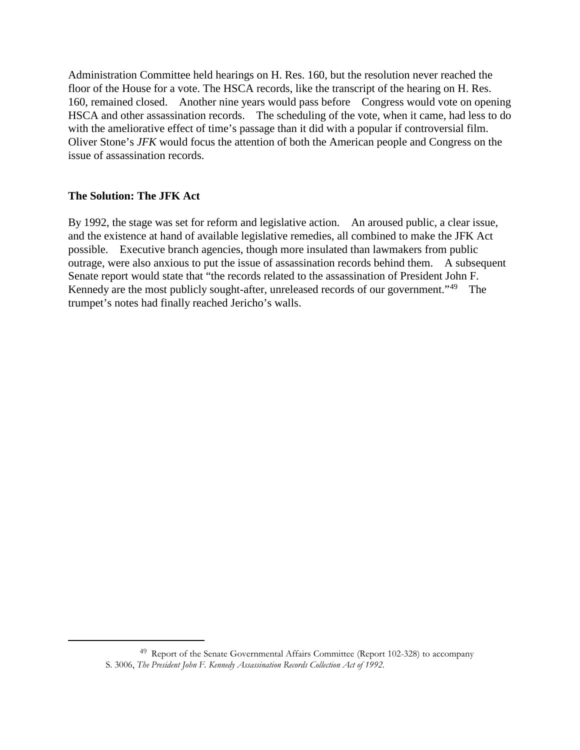Administration Committee held hearings on H. Res. 160, but the resolution never reached the floor of the House for a vote. The HSCA records, like the transcript of the hearing on H. Res. 160, remained closed. Another nine years would pass before Congress would vote on opening HSCA and other assassination records. The scheduling of the vote, when it came, had less to do with the ameliorative effect of time's passage than it did with a popular if controversial film. Oliver Stone's *JFK* would focus the attention of both the American people and Congress on the issue of assassination records.

**The Solution: The JFK Act**

By 1992, the stage was set for reform and legislative action. An aroused public, a clear issue, and the existence at hand of available legislative remedies, all combined to make the JFK Act possible. Executive branch agencies, though more insulated than lawmakers from public outrage, were also anxious to put the issue of assassination records behind them. A subsequent Senate report would state that "the records related to the assassination of President John F. Kennedy are the most publicly sought-after, unreleased records of our government."[49] The trumpet's notes had finally reached Jericho's walls.

---

[49] Report of the Senate Governmental Affairs Committee (Report 102-328) to accompany S. 3006, *The President John F. Kennedy Assassination Records Collection Act of 1992.*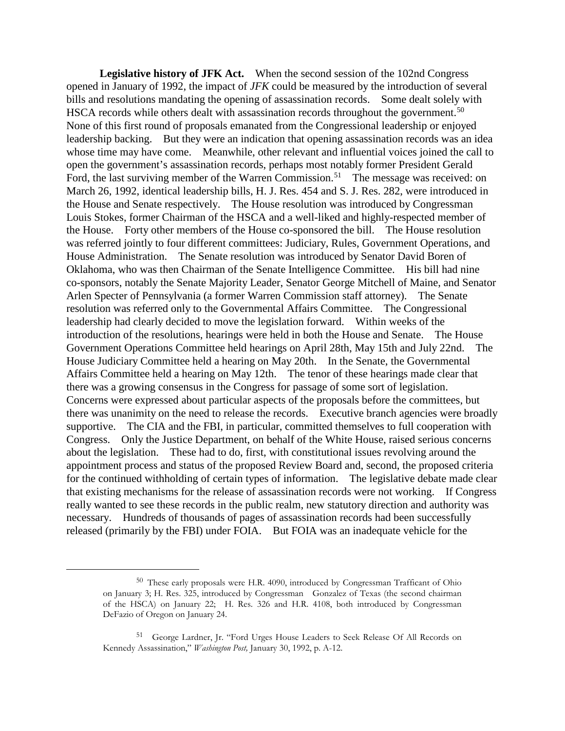**Legislative history of JFK Act.** When the second session of the 102nd Congress opened in January of 1992, the impact of *JFK* could be measured by the introduction of several bills and resolutions mandating the opening of assassination records. Some dealt solely with HSCA records while others dealt with assassination records throughout the government.[50] None of this first round of proposals emanated from the Congressional leadership or enjoyed leadership backing. But they were an indication that opening assassination records was an idea whose time may have come. Meanwhile, other relevant and influential voices joined the call to open the government's assassination records, perhaps most notably former President Gerald Ford, the last surviving member of the Warren Commission.[51] The message was received: on March 26, 1992, identical leadership bills, H. J. Res. 454 and S. J. Res. 282, were introduced in the House and Senate respectively. The House resolution was introduced by Congressman Louis Stokes, former Chairman of the HSCA and a well-liked and highly-respected member of the House. Forty other members of the House co-sponsored the bill. The House resolution was referred jointly to four different committees: Judiciary, Rules, Government Operations, and House Administration. The Senate resolution was introduced by Senator David Boren of Oklahoma, who was then Chairman of the Senate Intelligence Committee. His bill had nine co-sponsors, notably the Senate Majority Leader, Senator George Mitchell of Maine, and Senator Arlen Specter of Pennsylvania (a former Warren Commission staff attorney). The Senate resolution was referred only to the Governmental Affairs Committee. The Congressional leadership had clearly decided to move the legislation forward. Within weeks of the introduction of the resolutions, hearings were held in both the House and Senate. The House Government Operations Committee held hearings on April 28th, May 15th and July 22nd. The House Judiciary Committee held a hearing on May 20th. In the Senate, the Governmental Affairs Committee held a hearing on May 12th. The tenor of these hearings made clear that there was a growing consensus in the Congress for passage of some sort of legislation. Concerns were expressed about particular aspects of the proposals before the committees, but there was unanimity on the need to release the records. Executive branch agencies were broadly supportive. The CIA and the FBI, in particular, committed themselves to full cooperation with Congress. Only the Justice Department, on behalf of the White House, raised serious concerns about the legislation. These had to do, first, with constitutional issues revolving around the appointment process and status of the proposed Review Board and, second, the proposed criteria for the continued withholding of certain types of information. The legislative debate made clear that existing mechanisms for the release of assassination records were not working. If Congress really wanted to see these records in the public realm, new statutory direction and authority was necessary. Hundreds of thousands of pages of assassination records had been successfully released (primarily by the FBI) under FOIA. But FOIA was an inadequate vehicle for the

---

[50] These early proposals were H.R. 4090, introduced by Congressman Trafficant of Ohio on January 3; H. Res. 325, introduced by Congressman Gonzalez of Texas (the second chairman of the HSCA) on January 22; H. Res. 326 and H.R. 4108, both introduced by Congressman DeFazio of Oregon on January 24.

[51] George Lardner, Jr. "Ford Urges House Leaders to Seek Release Of All Records on Kennedy Assassination," *Washington Post,* January 30, 1992, p. A-12.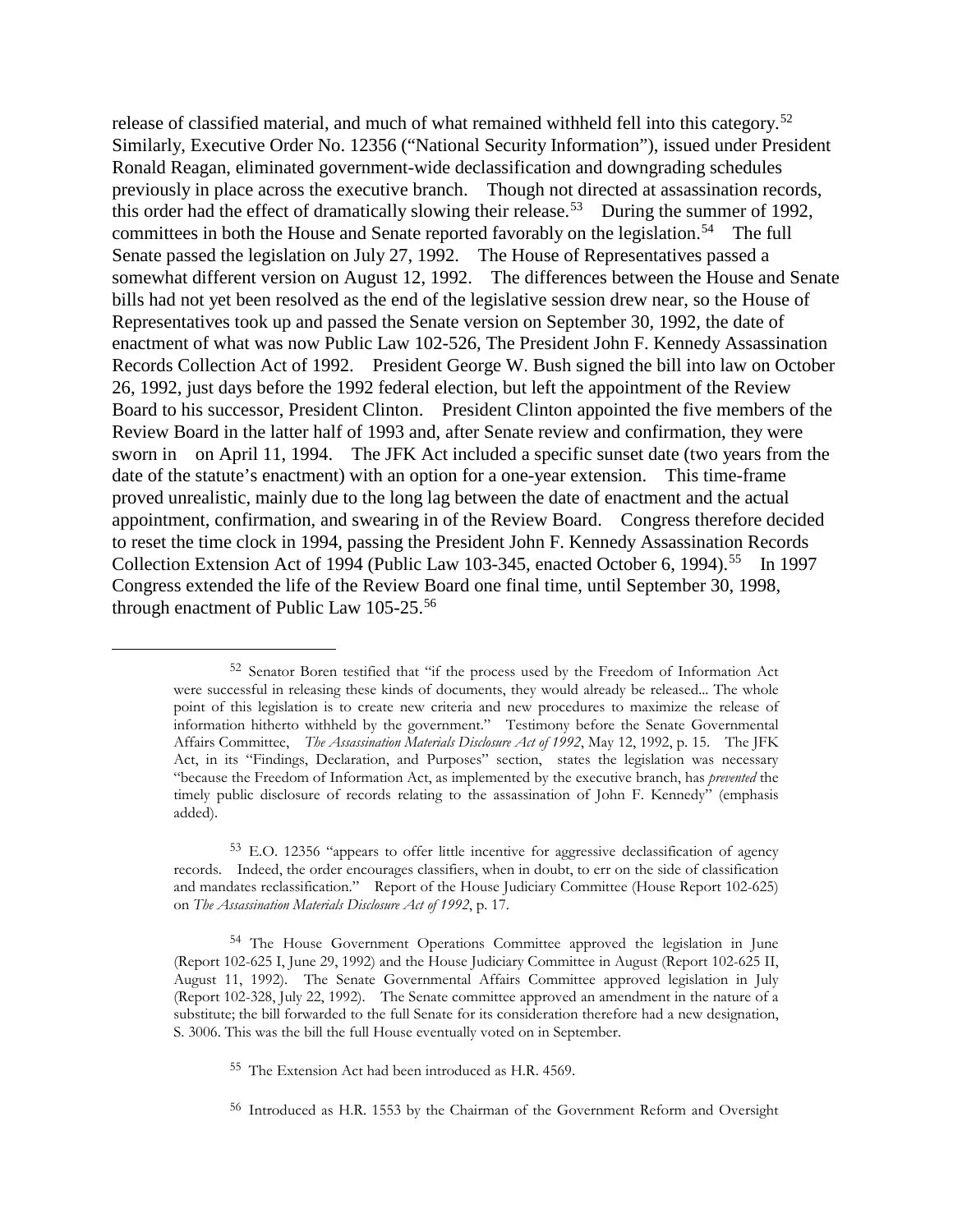release of classified material, and much of what remained withheld fell into this category.[52] Similarly, Executive Order No. 12356 ("National Security Information"), issued under President Ronald Reagan, eliminated government-wide declassification and downgrading schedules previously in place across the executive branch. Though not directed at assassination records, this order had the effect of dramatically slowing their release.[53] During the summer of 1992, committees in both the House and Senate reported favorably on the legislation.[54] The full Senate passed the legislation on July 27, 1992. The House of Representatives passed a somewhat different version on August 12, 1992. The differences between the House and Senate bills had not yet been resolved as the end of the legislative session drew near, so the House of Representatives took up and passed the Senate version on September 30, 1992, the date of enactment of what was now Public Law 102-526, The President John F. Kennedy Assassination Records Collection Act of 1992. President George W. Bush signed the bill into law on October 26, 1992, just days before the 1992 federal election, but left the appointment of the Review Board to his successor, President Clinton. President Clinton appointed the five members of the Review Board in the latter half of 1993 and, after Senate review and confirmation, they were sworn in on April 11, 1994. The JFK Act included a specific sunset date (two years from the date of the statute's enactment) with an option for a one-year extension. This time-frame proved unrealistic, mainly due to the long lag between the date of enactment and the actual appointment, confirmation, and swearing in of the Review Board. Congress therefore decided to reset the time clock in 1994, passing the President John F. Kennedy Assassination Records Collection Extension Act of 1994 (Public Law 103-345, enacted October 6, 1994).[55] In 1997 Congress extended the life of the Review Board one final time, until September 30, 1998, through enactment of Public Law 105-25.[56]

---

[52] Senator Boren testified that "if the process used by the Freedom of Information Act were successful in releasing these kinds of documents, they would already be released... The whole point of this legislation is to create new criteria and new procedures to maximize the release of information hitherto withheld by the government." Testimony before the Senate Governmental Affairs Committee, *The Assassination Materials Disclosure Act of 1992*, May 12, 1992, p. 15. The JFK Act, in its "Findings, Declaration, and Purposes" section, states the legislation was necessary "because the Freedom of Information Act, as implemented by the executive branch, has *prevented* the timely public disclosure of records relating to the assassination of John F. Kennedy" (emphasis added).

[53] E.O. 12356 "appears to offer little incentive for aggressive declassification of agency records. Indeed, the order encourages classifiers, when in doubt, to err on the side of classification and mandates reclassification." Report of the House Judiciary Committee (House Report 102-625) on *The Assassination Materials Disclosure Act of 1992*, p. 17.

[54] The House Government Operations Committee approved the legislation in June (Report 102-625 I, June 29, 1992) and the House Judiciary Committee in August (Report 102-625 II, August 11, 1992). The Senate Governmental Affairs Committee approved legislation in July (Report 102-328, July 22, 1992). The Senate committee approved an amendment in the nature of a substitute; the bill forwarded to the full Senate for its consideration therefore had a new designation, S. 3006. This was the bill the full House eventually voted on in September.

[55] The Extension Act had been introduced as H.R. 4569.

[56] Introduced as H.R. 1553 by the Chairman of the Government Reform and Oversight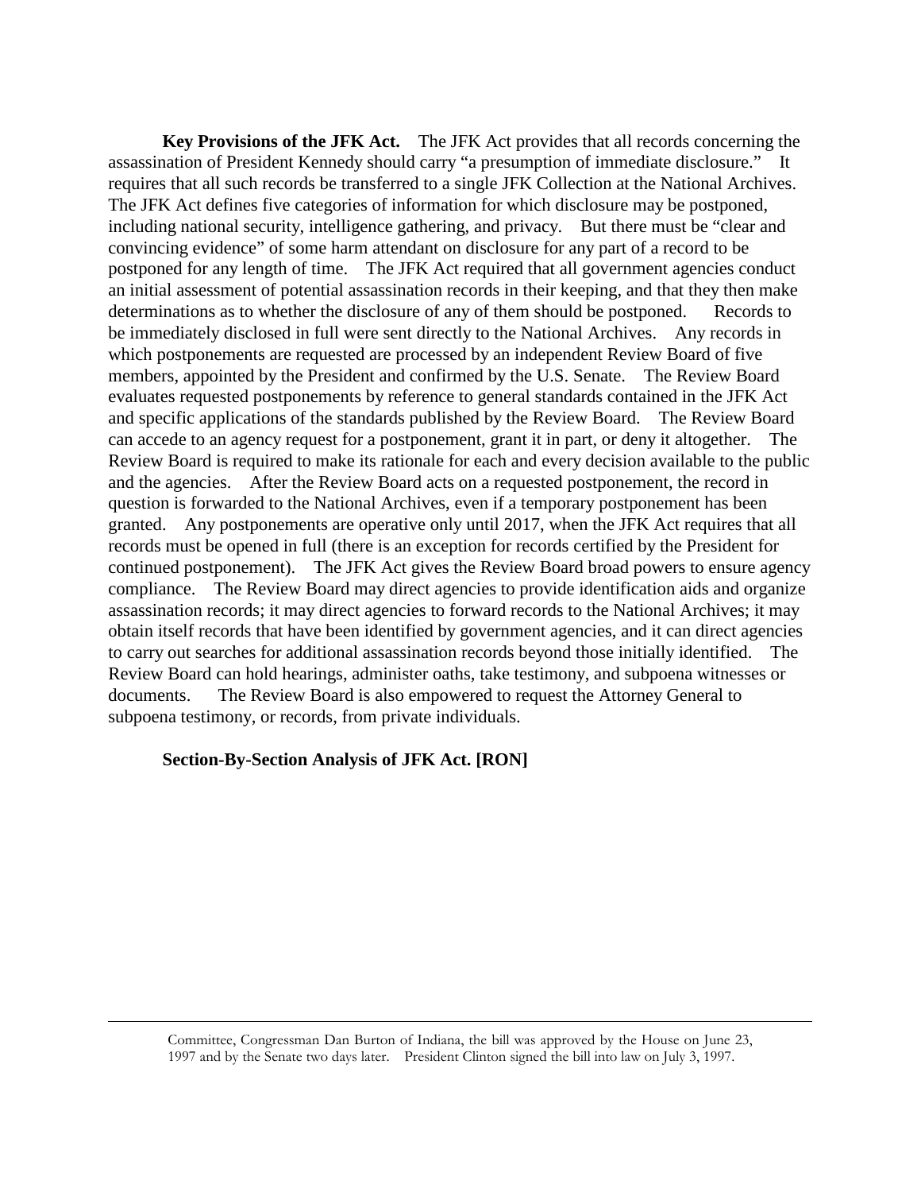**Key Provisions of the JFK Act.** The JFK Act provides that all records concerning the assassination of President Kennedy should carry "a presumption of immediate disclosure." It requires that all such records be transferred to a single JFK Collection at the National Archives. The JFK Act defines five categories of information for which disclosure may be postponed, including national security, intelligence gathering, and privacy. But there must be "clear and convincing evidence" of some harm attendant on disclosure for any part of a record to be postponed for any length of time. The JFK Act required that all government agencies conduct an initial assessment of potential assassination records in their keeping, and that they then make determinations as to whether the disclosure of any of them should be postponed. Records to be immediately disclosed in full were sent directly to the National Archives. Any records in which postponements are requested are processed by an independent Review Board of five members, appointed by the President and confirmed by the U.S. Senate. The Review Board evaluates requested postponements by reference to general standards contained in the JFK Act and specific applications of the standards published by the Review Board. The Review Board can accede to an agency request for a postponement, grant it in part, or deny it altogether. The Review Board is required to make its rationale for each and every decision available to the public and the agencies. After the Review Board acts on a requested postponement, the record in question is forwarded to the National Archives, even if a temporary postponement has been granted. Any postponements are operative only until 2017, when the JFK Act requires that all records must be opened in full (there is an exception for records certified by the President for continued postponement). The JFK Act gives the Review Board broad powers to ensure agency compliance. The Review Board may direct agencies to provide identification aids and organize assassination records; it may direct agencies to forward records to the National Archives; it may obtain itself records that have been identified by government agencies, and it can direct agencies to carry out searches for additional assassination records beyond those initially identified. The Review Board can hold hearings, administer oaths, take testimony, and subpoena witnesses or documents. The Review Board is also empowered to request the Attorney General to subpoena testimony, or records, from private individuals.

**Section-By-Section Analysis of JFK Act. [RON]**

---

Committee, Congressman Dan Burton of Indiana, the bill was approved by the House on June 23, 1997 and by the Senate two days later. President Clinton signed the bill into law on July 3, 1997.